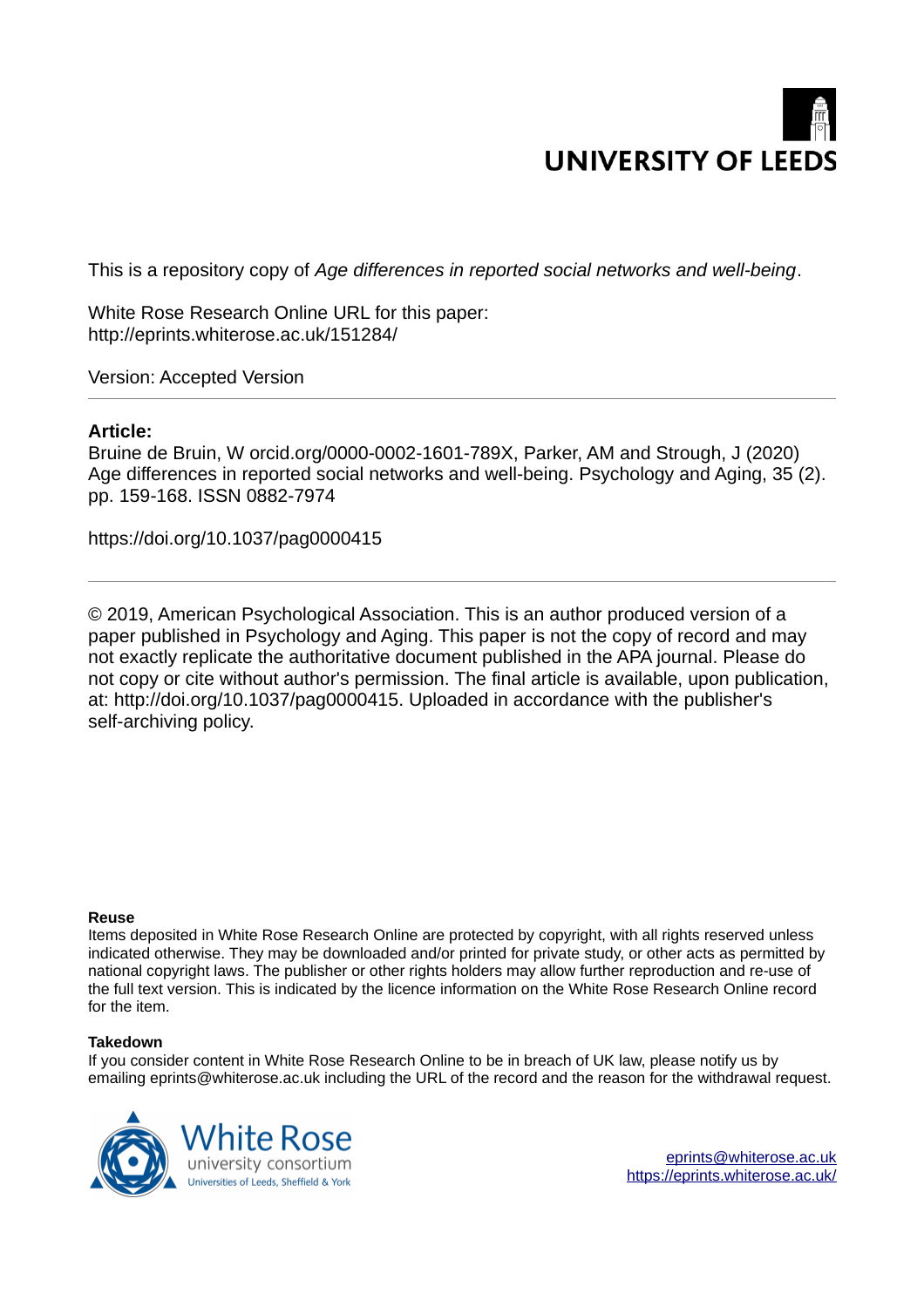UNIVERSITY OF LEEDS

This is a repository copy of *Age differences in reported social networks and well-being*.

White Rose Research Online URL for this paper:
http://eprints.whiterose.ac.uk/151284/

Version: Accepted Version

---

**Article:**

Bruine de Bruin, W orcid.org/0000-0002-1601-789X, Parker, AM and Strough, J (2020) Age differences in reported social networks and well-being. Psychology and Aging, 35 (2). pp. 159-168. ISSN 0882-7974

https://doi.org/10.1037/pag0000415

---

© 2019, American Psychological Association. This is an author produced version of a paper published in Psychology and Aging. This paper is not the copy of record and may not exactly replicate the authoritative document published in the APA journal. Please do not copy or cite without author's permission. The final article is available, upon publication, at: http://doi.org/10.1037/pag0000415. Uploaded in accordance with the publisher's self-archiving policy.

**Reuse**

Items deposited in White Rose Research Online are protected by copyright, with all rights reserved unless indicated otherwise. They may be downloaded and/or printed for private study, or other acts as permitted by national copyright laws. The publisher or other rights holders may allow further reproduction and re-use of the full text version. This is indicated by the licence information on the White Rose Research Online record for the item.

**Takedown**

If you consider content in White Rose Research Online to be in breach of UK law, please notify us by emailing eprints@whiterose.ac.uk including the URL of the record and the reason for the withdrawal request.

White Rose university consortium
Universities of Leeds, Sheffield & York

eprints@whiterose.ac.uk
https://eprints.whiterose.ac.uk/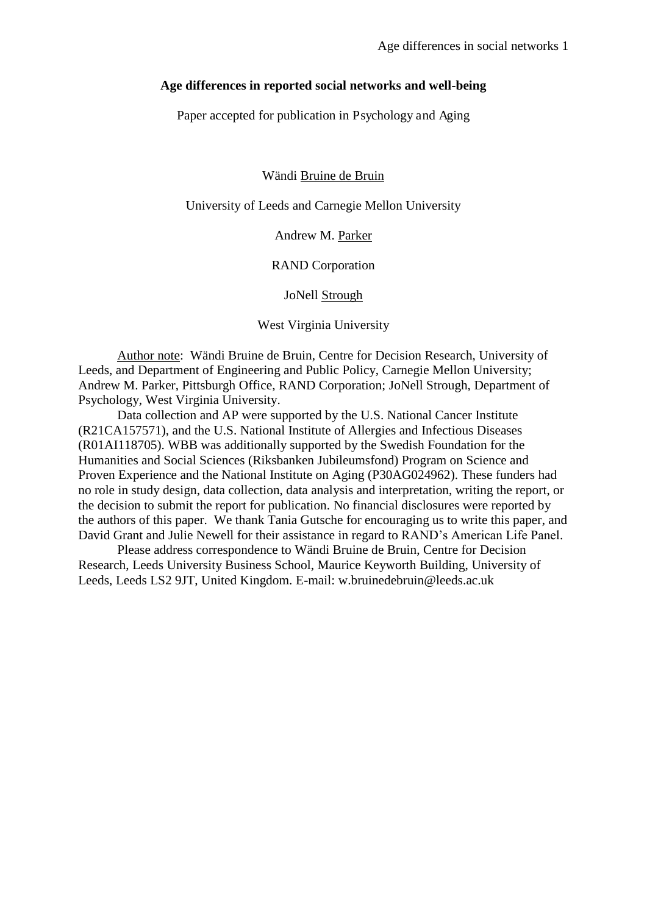**Age differences in reported social networks and well-being**

Paper accepted for publication in Psychology and Aging

Wändi Bruine de Bruin

University of Leeds and Carnegie Mellon University

Andrew M. Parker

RAND Corporation

JoNell Strough

West Virginia University

Author note: Wändi Bruine de Bruin, Centre for Decision Research, University of Leeds, and Department of Engineering and Public Policy, Carnegie Mellon University; Andrew M. Parker, Pittsburgh Office, RAND Corporation; JoNell Strough, Department of Psychology, West Virginia University.

Data collection and AP were supported by the U.S. National Cancer Institute (R21CA157571), and the U.S. National Institute of Allergies and Infectious Diseases (R01AI118705). WBB was additionally supported by the Swedish Foundation for the Humanities and Social Sciences (Riksbanken Jubileumsfond) Program on Science and Proven Experience and the National Institute on Aging (P30AG024962). These funders had no role in study design, data collection, data analysis and interpretation, writing the report, or the decision to submit the report for publication. No financial disclosures were reported by the authors of this paper. We thank Tania Gutsche for encouraging us to write this paper, and David Grant and Julie Newell for their assistance in regard to RAND's American Life Panel.

Please address correspondence to Wändi Bruine de Bruin, Centre for Decision Research, Leeds University Business School, Maurice Keyworth Building, University of Leeds, Leeds LS2 9JT, United Kingdom. E-mail: w.bruinedebruin@leeds.ac.uk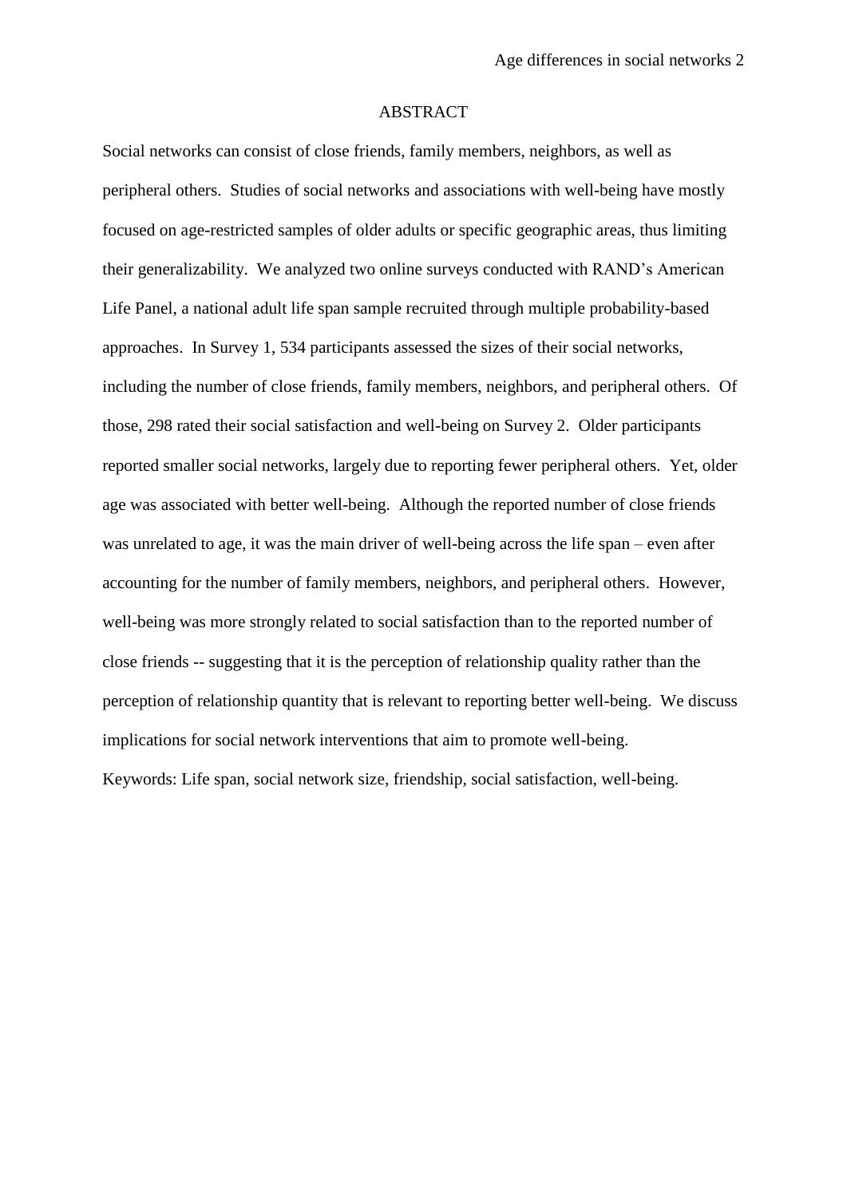# ABSTRACT

Social networks can consist of close friends, family members, neighbors, as well as peripheral others. Studies of social networks and associations with well-being have mostly focused on age-restricted samples of older adults or specific geographic areas, thus limiting their generalizability. We analyzed two online surveys conducted with RAND's American Life Panel, a national adult life span sample recruited through multiple probability-based approaches. In Survey 1, 534 participants assessed the sizes of their social networks, including the number of close friends, family members, neighbors, and peripheral others. Of those, 298 rated their social satisfaction and well-being on Survey 2. Older participants reported smaller social networks, largely due to reporting fewer peripheral others. Yet, older age was associated with better well-being. Although the reported number of close friends was unrelated to age, it was the main driver of well-being across the life span – even after accounting for the number of family members, neighbors, and peripheral others. However, well-being was more strongly related to social satisfaction than to the reported number of close friends -- suggesting that it is the perception of relationship quality rather than the perception of relationship quantity that is relevant to reporting better well-being. We discuss implications for social network interventions that aim to promote well-being.

Keywords: Life span, social network size, friendship, social satisfaction, well-being.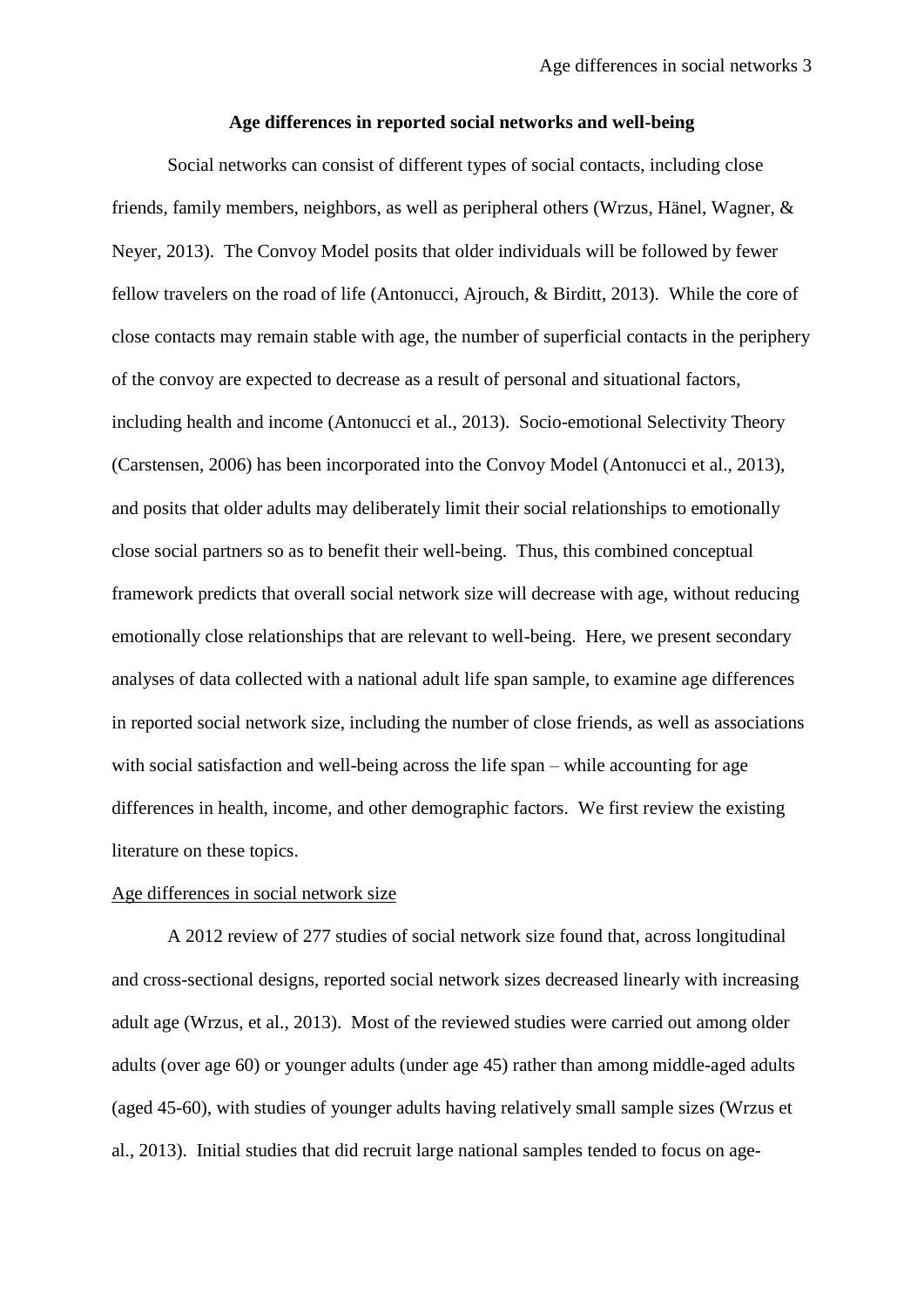## Age differences in reported social networks and well-being

Social networks can consist of different types of social contacts, including close friends, family members, neighbors, as well as peripheral others (Wrzus, Hänel, Wagner, & Neyer, 2013). The Convoy Model posits that older individuals will be followed by fewer fellow travelers on the road of life (Antonucci, Ajrouch, & Birditt, 2013). While the core of close contacts may remain stable with age, the number of superficial contacts in the periphery of the convoy are expected to decrease as a result of personal and situational factors, including health and income (Antonucci et al., 2013). Socio-emotional Selectivity Theory (Carstensen, 2006) has been incorporated into the Convoy Model (Antonucci et al., 2013), and posits that older adults may deliberately limit their social relationships to emotionally close social partners so as to benefit their well-being. Thus, this combined conceptual framework predicts that overall social network size will decrease with age, without reducing emotionally close relationships that are relevant to well-being. Here, we present secondary analyses of data collected with a national adult life span sample, to examine age differences in reported social network size, including the number of close friends, as well as associations with social satisfaction and well-being across the life span – while accounting for age differences in health, income, and other demographic factors. We first review the existing literature on these topics.

Age differences in social network size

A 2012 review of 277 studies of social network size found that, across longitudinal and cross-sectional designs, reported social network sizes decreased linearly with increasing adult age (Wrzus, et al., 2013). Most of the reviewed studies were carried out among older adults (over age 60) or younger adults (under age 45) rather than among middle-aged adults (aged 45-60), with studies of younger adults having relatively small sample sizes (Wrzus et al., 2013). Initial studies that did recruit large national samples tended to focus on age-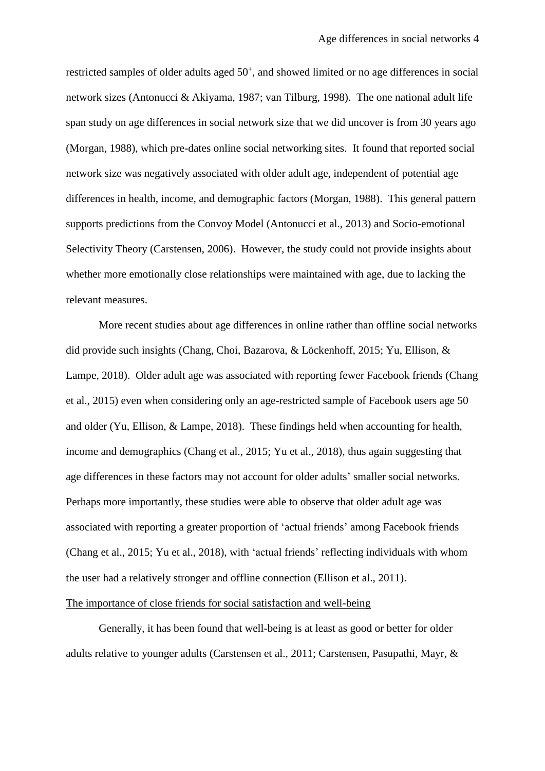restricted samples of older adults aged 50[+], and showed limited or no age differences in social network sizes (Antonucci & Akiyama, 1987; van Tilburg, 1998). The one national adult life span study on age differences in social network size that we did uncover is from 30 years ago (Morgan, 1988), which pre-dates online social networking sites. It found that reported social network size was negatively associated with older adult age, independent of potential age differences in health, income, and demographic factors (Morgan, 1988). This general pattern supports predictions from the Convoy Model (Antonucci et al., 2013) and Socio-emotional Selectivity Theory (Carstensen, 2006). However, the study could not provide insights about whether more emotionally close relationships were maintained with age, due to lacking the relevant measures.

More recent studies about age differences in online rather than offline social networks did provide such insights (Chang, Choi, Bazarova, & Löckenhoff, 2015; Yu, Ellison, & Lampe, 2018). Older adult age was associated with reporting fewer Facebook friends (Chang et al., 2015) even when considering only an age-restricted sample of Facebook users age 50 and older (Yu, Ellison, & Lampe, 2018). These findings held when accounting for health, income and demographics (Chang et al., 2015; Yu et al., 2018), thus again suggesting that age differences in these factors may not account for older adults' smaller social networks. Perhaps more importantly, these studies were able to observe that older adult age was associated with reporting a greater proportion of 'actual friends' among Facebook friends (Chang et al., 2015; Yu et al., 2018), with 'actual friends' reflecting individuals with whom the user had a relatively stronger and offline connection (Ellison et al., 2011).

## The importance of close friends for social satisfaction and well-being

Generally, it has been found that well-being is at least as good or better for older adults relative to younger adults (Carstensen et al., 2011; Carstensen, Pasupathi, Mayr, &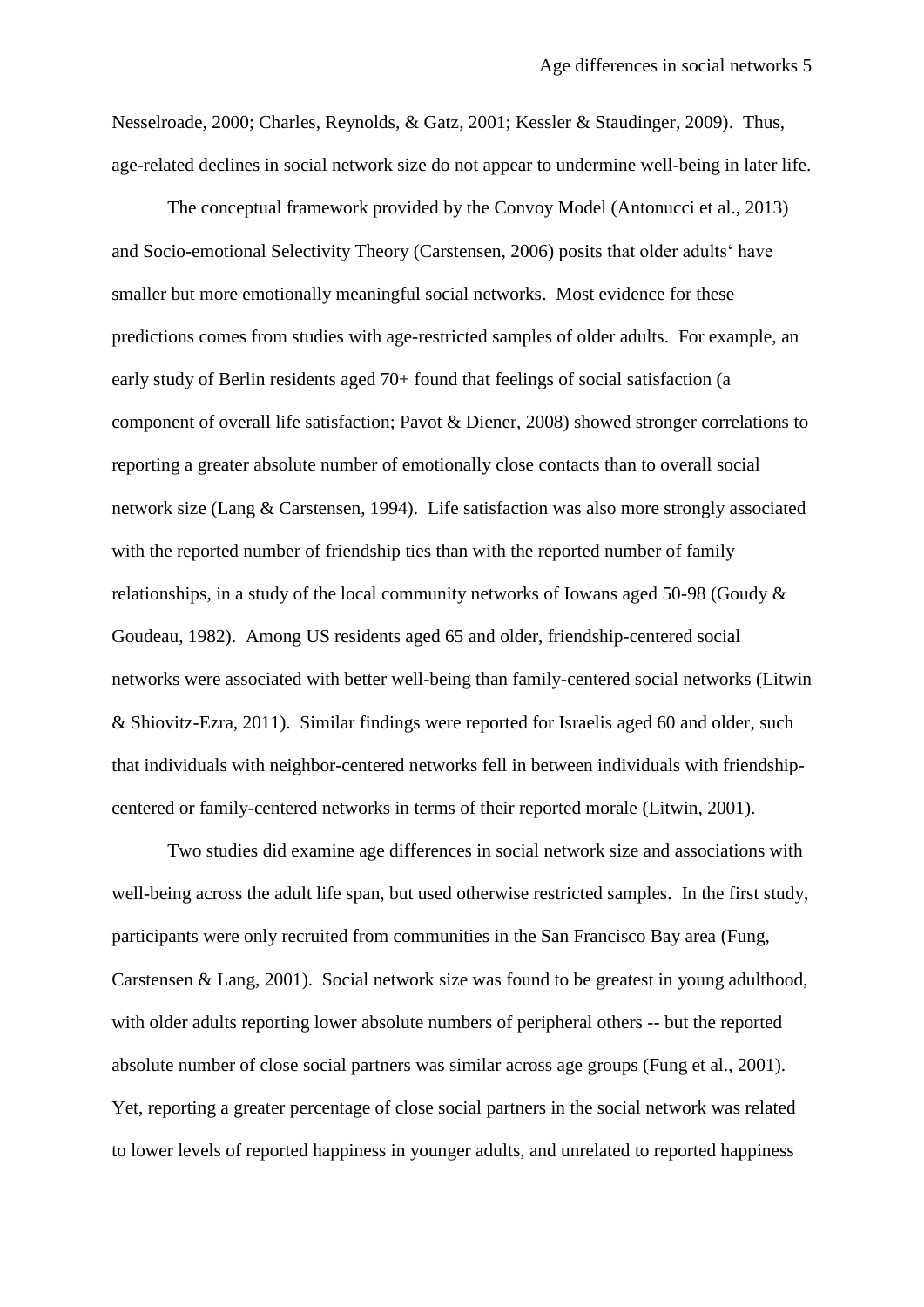Nesselroade, 2000; Charles, Reynolds, & Gatz, 2001; Kessler & Staudinger, 2009). Thus, age-related declines in social network size do not appear to undermine well-being in later life.

The conceptual framework provided by the Convoy Model (Antonucci et al., 2013) and Socio-emotional Selectivity Theory (Carstensen, 2006) posits that older adults' have smaller but more emotionally meaningful social networks. Most evidence for these predictions comes from studies with age-restricted samples of older adults. For example, an early study of Berlin residents aged 70+ found that feelings of social satisfaction (a component of overall life satisfaction; Pavot & Diener, 2008) showed stronger correlations to reporting a greater absolute number of emotionally close contacts than to overall social network size (Lang & Carstensen, 1994). Life satisfaction was also more strongly associated with the reported number of friendship ties than with the reported number of family relationships, in a study of the local community networks of Iowans aged 50-98 (Goudy & Goudeau, 1982). Among US residents aged 65 and older, friendship-centered social networks were associated with better well-being than family-centered social networks (Litwin & Shiovitz-Ezra, 2011). Similar findings were reported for Israelis aged 60 and older, such that individuals with neighbor-centered networks fell in between individuals with friendship-centered or family-centered networks in terms of their reported morale (Litwin, 2001).

Two studies did examine age differences in social network size and associations with well-being across the adult life span, but used otherwise restricted samples. In the first study, participants were only recruited from communities in the San Francisco Bay area (Fung, Carstensen & Lang, 2001). Social network size was found to be greatest in young adulthood, with older adults reporting lower absolute numbers of peripheral others -- but the reported absolute number of close social partners was similar across age groups (Fung et al., 2001). Yet, reporting a greater percentage of close social partners in the social network was related to lower levels of reported happiness in younger adults, and unrelated to reported happiness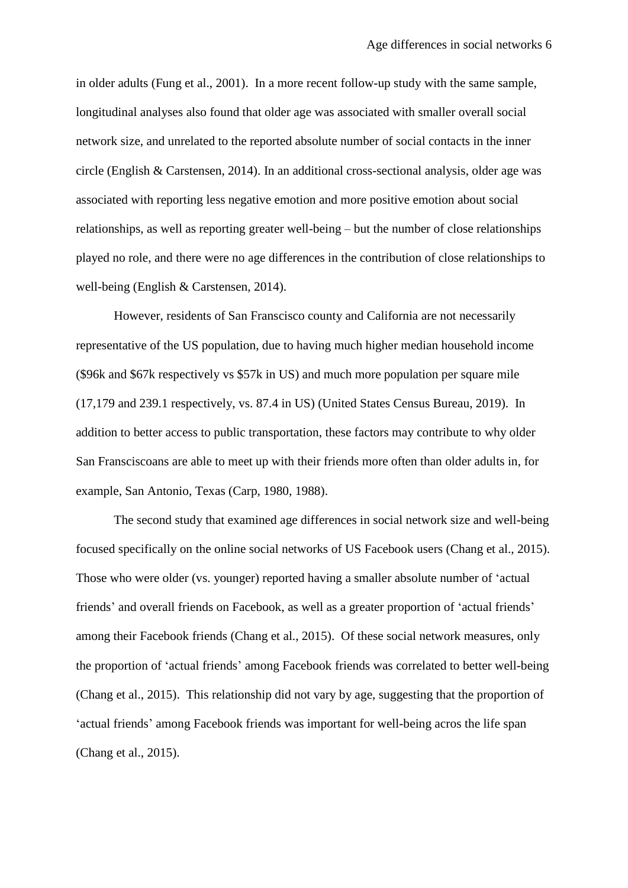in older adults (Fung et al., 2001). In a more recent follow-up study with the same sample, longitudinal analyses also found that older age was associated with smaller overall social network size, and unrelated to the reported absolute number of social contacts in the inner circle (English & Carstensen, 2014). In an additional cross-sectional analysis, older age was associated with reporting less negative emotion and more positive emotion about social relationships, as well as reporting greater well-being – but the number of close relationships played no role, and there were no age differences in the contribution of close relationships to well-being (English & Carstensen, 2014).

However, residents of San Franscisco county and California are not necessarily representative of the US population, due to having much higher median household income ($96k and $67k respectively vs $57k in US) and much more population per square mile (17,179 and 239.1 respectively, vs. 87.4 in US) (United States Census Bureau, 2019). In addition to better access to public transportation, these factors may contribute to why older San Fransciscoans are able to meet up with their friends more often than older adults in, for example, San Antonio, Texas (Carp, 1980, 1988).

The second study that examined age differences in social network size and well-being focused specifically on the online social networks of US Facebook users (Chang et al., 2015). Those who were older (vs. younger) reported having a smaller absolute number of 'actual friends' and overall friends on Facebook, as well as a greater proportion of 'actual friends' among their Facebook friends (Chang et al., 2015). Of these social network measures, only the proportion of 'actual friends' among Facebook friends was correlated to better well-being (Chang et al., 2015). This relationship did not vary by age, suggesting that the proportion of 'actual friends' among Facebook friends was important for well-being acros the life span (Chang et al., 2015).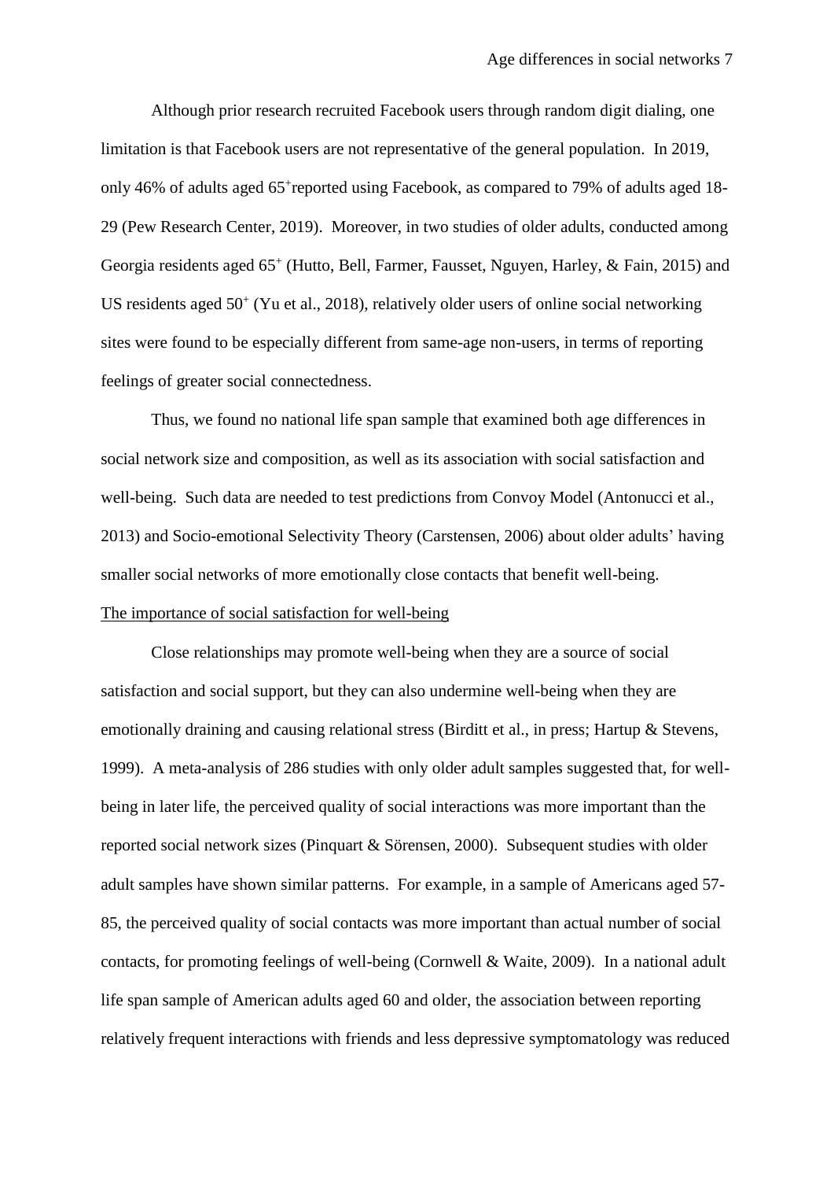Although prior research recruited Facebook users through random digit dialing, one limitation is that Facebook users are not representative of the general population. In 2019, only 46% of adults aged 65+ reported using Facebook, as compared to 79% of adults aged 18-29 (Pew Research Center, 2019). Moreover, in two studies of older adults, conducted among Georgia residents aged 65+ (Hutto, Bell, Farmer, Fausset, Nguyen, Harley, & Fain, 2015) and US residents aged 50+ (Yu et al., 2018), relatively older users of online social networking sites were found to be especially different from same-age non-users, in terms of reporting feelings of greater social connectedness.

Thus, we found no national life span sample that examined both age differences in social network size and composition, as well as its association with social satisfaction and well-being. Such data are needed to test predictions from Convoy Model (Antonucci et al., 2013) and Socio-emotional Selectivity Theory (Carstensen, 2006) about older adults' having smaller social networks of more emotionally close contacts that benefit well-being.

The importance of social satisfaction for well-being

Close relationships may promote well-being when they are a source of social satisfaction and social support, but they can also undermine well-being when they are emotionally draining and causing relational stress (Birditt et al., in press; Hartup & Stevens, 1999). A meta-analysis of 286 studies with only older adult samples suggested that, for well-being in later life, the perceived quality of social interactions was more important than the reported social network sizes (Pinquart & Sörensen, 2000). Subsequent studies with older adult samples have shown similar patterns. For example, in a sample of Americans aged 57-85, the perceived quality of social contacts was more important than actual number of social contacts, for promoting feelings of well-being (Cornwell & Waite, 2009). In a national adult life span sample of American adults aged 60 and older, the association between reporting relatively frequent interactions with friends and less depressive symptomatology was reduced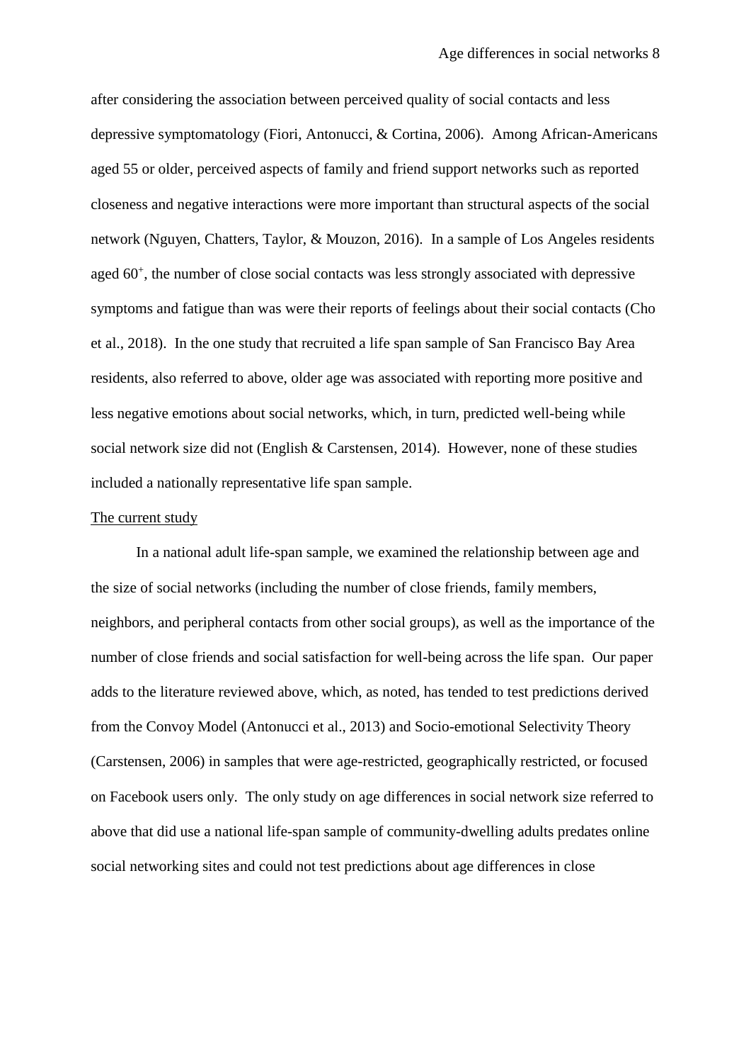after considering the association between perceived quality of social contacts and less depressive symptomatology (Fiori, Antonucci, & Cortina, 2006). Among African-Americans aged 55 or older, perceived aspects of family and friend support networks such as reported closeness and negative interactions were more important than structural aspects of the social network (Nguyen, Chatters, Taylor, & Mouzon, 2016). In a sample of Los Angeles residents aged $60^{+}$, the number of close social contacts was less strongly associated with depressive symptoms and fatigue than was were their reports of feelings about their social contacts (Cho et al., 2018). In the one study that recruited a life span sample of San Francisco Bay Area residents, also referred to above, older age was associated with reporting more positive and less negative emotions about social networks, which, in turn, predicted well-being while social network size did not (English & Carstensen, 2014). However, none of these studies included a nationally representative life span sample.

## The current study

In a national adult life-span sample, we examined the relationship between age and the size of social networks (including the number of close friends, family members, neighbors, and peripheral contacts from other social groups), as well as the importance of the number of close friends and social satisfaction for well-being across the life span. Our paper adds to the literature reviewed above, which, as noted, has tended to test predictions derived from the Convoy Model (Antonucci et al., 2013) and Socio-emotional Selectivity Theory (Carstensen, 2006) in samples that were age-restricted, geographically restricted, or focused on Facebook users only. The only study on age differences in social network size referred to above that did use a national life-span sample of community-dwelling adults predates online social networking sites and could not test predictions about age differences in close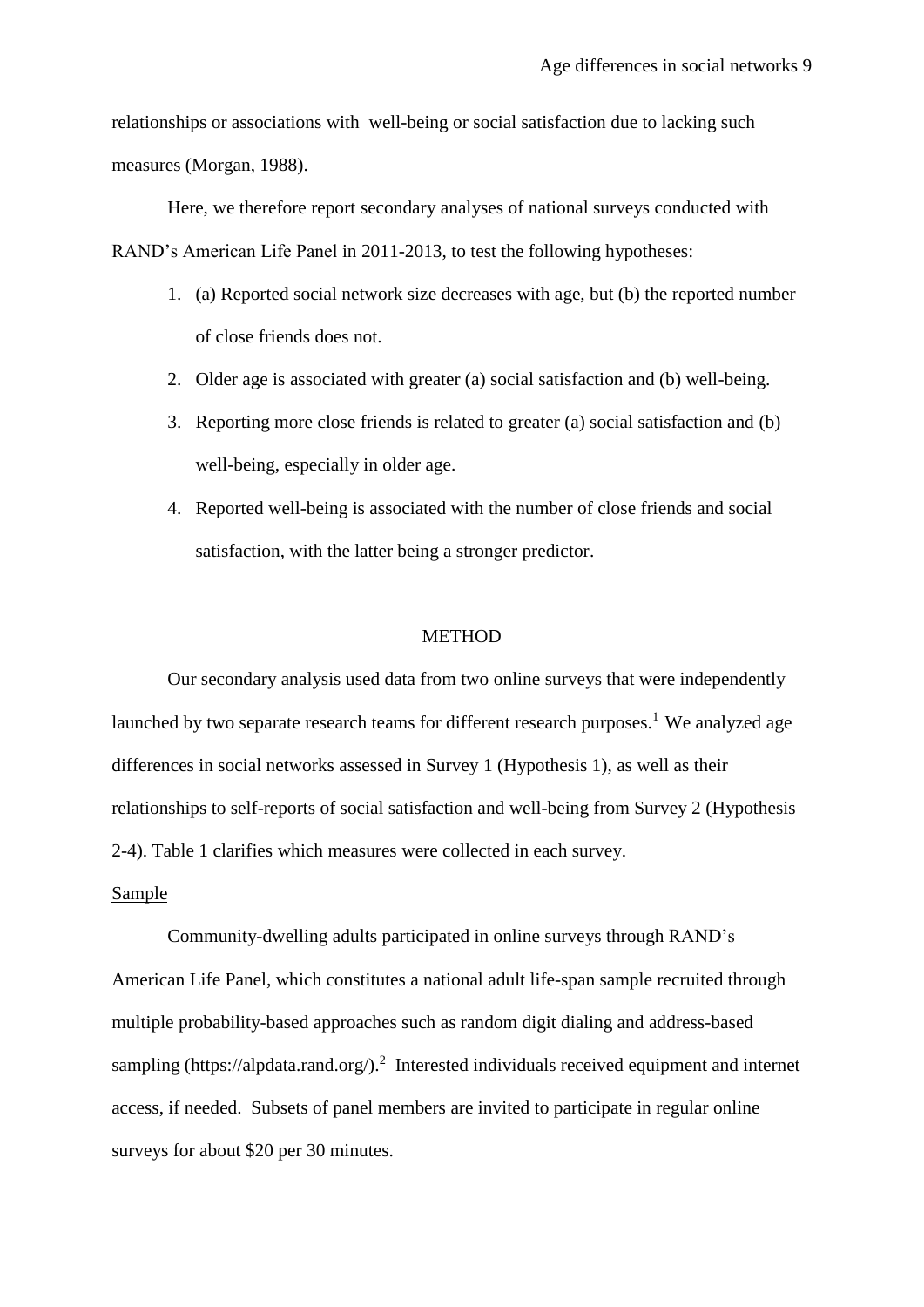relationships or associations with well-being or social satisfaction due to lacking such measures (Morgan, 1988).

Here, we therefore report secondary analyses of national surveys conducted with RAND's American Life Panel in 2011-2013, to test the following hypotheses:

1. (a) Reported social network size decreases with age, but (b) the reported number of close friends does not.
2. Older age is associated with greater (a) social satisfaction and (b) well-being.
3. Reporting more close friends is related to greater (a) social satisfaction and (b) well-being, especially in older age.
4. Reported well-being is associated with the number of close friends and social satisfaction, with the latter being a stronger predictor.

## METHOD

Our secondary analysis used data from two online surveys that were independently launched by two separate research teams for different research purposes.[1] We analyzed age differences in social networks assessed in Survey 1 (Hypothesis 1), as well as their relationships to self-reports of social satisfaction and well-being from Survey 2 (Hypothesis 2-4). Table 1 clarifies which measures were collected in each survey.

### Sample

Community-dwelling adults participated in online surveys through RAND's American Life Panel, which constitutes a national adult life-span sample recruited through multiple probability-based approaches such as random digit dialing and address-based sampling (https://alpdata.rand.org/).[2] Interested individuals received equipment and internet access, if needed. Subsets of panel members are invited to participate in regular online surveys for about $20 per 30 minutes.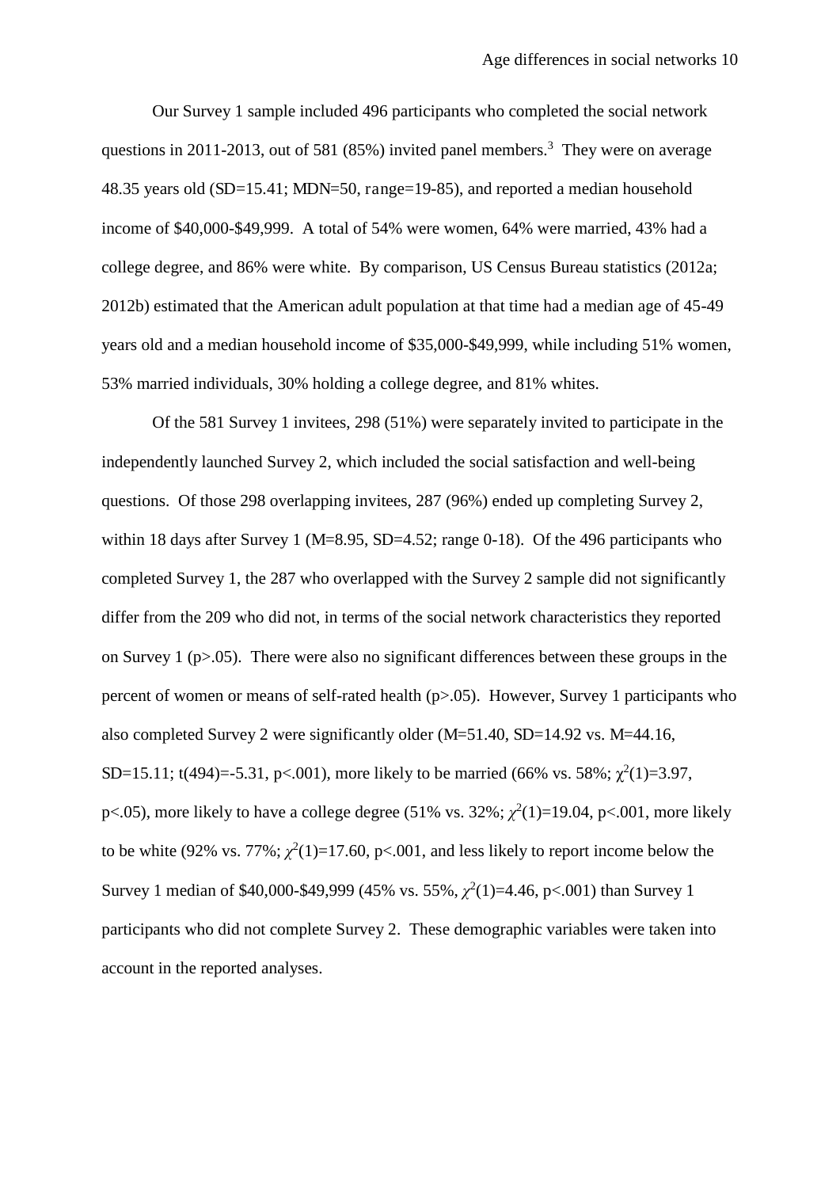Our Survey 1 sample included 496 participants who completed the social network questions in 2011-2013, out of 581 (85%) invited panel members.[3] They were on average 48.35 years old (SD=15.41; MDN=50, range=19-85), and reported a median household income of $40,000-$49,999. A total of 54% were women, 64% were married, 43% had a college degree, and 86% were white. By comparison, US Census Bureau statistics (2012a; 2012b) estimated that the American adult population at that time had a median age of 45-49 years old and a median household income of $35,000-$49,999, while including 51% women, 53% married individuals, 30% holding a college degree, and 81% whites.

Of the 581 Survey 1 invitees, 298 (51%) were separately invited to participate in the independently launched Survey 2, which included the social satisfaction and well-being questions. Of those 298 overlapping invitees, 287 (96%) ended up completing Survey 2, within 18 days after Survey 1 (M=8.95, SD=4.52; range 0-18). Of the 496 participants who completed Survey 1, the 287 who overlapped with the Survey 2 sample did not significantly differ from the 209 who did not, in terms of the social network characteristics they reported on Survey 1 ($p>.05$). There were also no significant differences between these groups in the percent of women or means of self-rated health ($p>.05$). However, Survey 1 participants who also completed Survey 2 were significantly older (M=51.40, SD=14.92 vs. M=44.16, SD=15.11; $t(494)=-5.31$, $p<.001$), more likely to be married (66% vs. 58%; $\chi^2(1)=3.97$, $p<.05$), more likely to have a college degree (51% vs. 32%; $\chi^2(1)=19.04$, $p<.001$, more likely to be white (92% vs. 77%; $\chi^2(1)=17.60$, $p<.001$, and less likely to report income below the Survey 1 median of $40,000-$49,999 (45% vs. 55%, $\chi^2(1)=4.46$, $p<.001$) than Survey 1 participants who did not complete Survey 2. These demographic variables were taken into account in the reported analyses.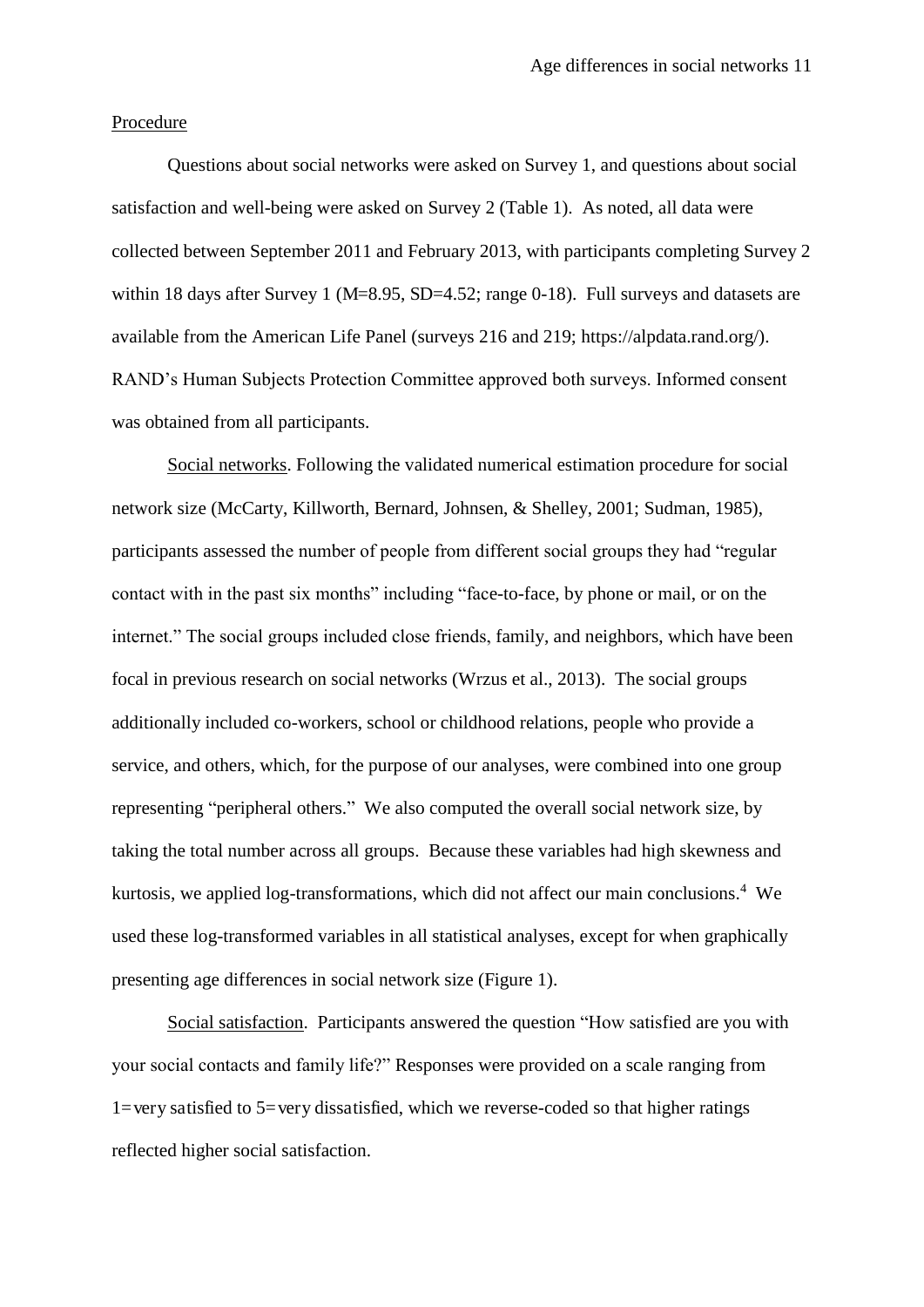Procedure

Questions about social networks were asked on Survey 1, and questions about social satisfaction and well-being were asked on Survey 2 (Table 1). As noted, all data were collected between September 2011 and February 2013, with participants completing Survey 2 within 18 days after Survey 1 (M=8.95, SD=4.52; range 0-18). Full surveys and datasets are available from the American Life Panel (surveys 216 and 219; https://alpdata.rand.org/). RAND's Human Subjects Protection Committee approved both surveys. Informed consent was obtained from all participants.

Social networks. Following the validated numerical estimation procedure for social network size (McCarty, Killworth, Bernard, Johnsen, & Shelley, 2001; Sudman, 1985), participants assessed the number of people from different social groups they had "regular contact with in the past six months" including "face-to-face, by phone or mail, or on the internet." The social groups included close friends, family, and neighbors, which have been focal in previous research on social networks (Wrzus et al., 2013). The social groups additionally included co-workers, school or childhood relations, people who provide a service, and others, which, for the purpose of our analyses, were combined into one group representing "peripheral others." We also computed the overall social network size, by taking the total number across all groups. Because these variables had high skewness and kurtosis, we applied log-transformations, which did not affect our main conclusions.[4] We used these log-transformed variables in all statistical analyses, except for when graphically presenting age differences in social network size (Figure 1).

Social satisfaction. Participants answered the question "How satisfied are you with your social contacts and family life?" Responses were provided on a scale ranging from 1=very satisfied to 5=very dissatisfied, which we reverse-coded so that higher ratings reflected higher social satisfaction.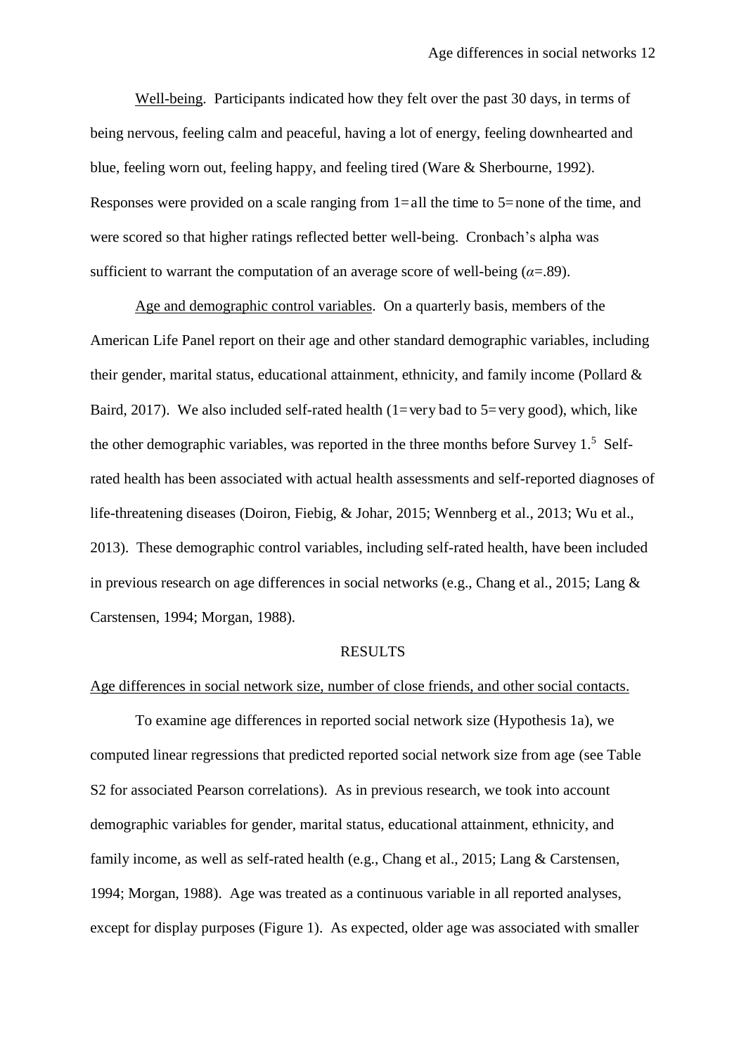Well-being. Participants indicated how they felt over the past 30 days, in terms of being nervous, feeling calm and peaceful, having a lot of energy, feeling downhearted and blue, feeling worn out, feeling happy, and feeling tired (Ware & Sherbourne, 1992). Responses were provided on a scale ranging from 1=all the time to 5=none of the time, and were scored so that higher ratings reflected better well-being. Cronbach's alpha was sufficient to warrant the computation of an average score of well-being ($\alpha$=.89).

Age and demographic control variables. On a quarterly basis, members of the American Life Panel report on their age and other standard demographic variables, including their gender, marital status, educational attainment, ethnicity, and family income (Pollard & Baird, 2017). We also included self-rated health (1=very bad to 5=very good), which, like the other demographic variables, was reported in the three months before Survey 1.[5] Self-rated health has been associated with actual health assessments and self-reported diagnoses of life-threatening diseases (Doiron, Fiebig, & Johar, 2015; Wennberg et al., 2013; Wu et al., 2013). These demographic control variables, including self-rated health, have been included in previous research on age differences in social networks (e.g., Chang et al., 2015; Lang & Carstensen, 1994; Morgan, 1988).

## RESULTS

### Age differences in social network size, number of close friends, and other social contacts.

To examine age differences in reported social network size (Hypothesis 1a), we computed linear regressions that predicted reported social network size from age (see Table S2 for associated Pearson correlations). As in previous research, we took into account demographic variables for gender, marital status, educational attainment, ethnicity, and family income, as well as self-rated health (e.g., Chang et al., 2015; Lang & Carstensen, 1994; Morgan, 1988). Age was treated as a continuous variable in all reported analyses, except for display purposes (Figure 1). As expected, older age was associated with smaller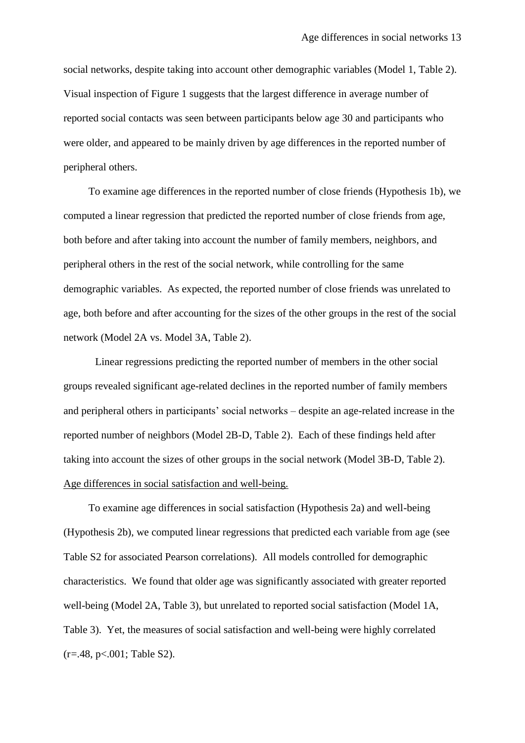social networks, despite taking into account other demographic variables (Model 1, Table 2). Visual inspection of Figure 1 suggests that the largest difference in average number of reported social contacts was seen between participants below age 30 and participants who were older, and appeared to be mainly driven by age differences in the reported number of peripheral others.

To examine age differences in the reported number of close friends (Hypothesis 1b), we computed a linear regression that predicted the reported number of close friends from age, both before and after taking into account the number of family members, neighbors, and peripheral others in the rest of the social network, while controlling for the same demographic variables. As expected, the reported number of close friends was unrelated to age, both before and after accounting for the sizes of the other groups in the rest of the social network (Model 2A vs. Model 3A, Table 2).

Linear regressions predicting the reported number of members in the other social groups revealed significant age-related declines in the reported number of family members and peripheral others in participants' social networks – despite an age-related increase in the reported number of neighbors (Model 2B-D, Table 2). Each of these findings held after taking into account the sizes of other groups in the social network (Model 3B-D, Table 2).

<u>Age differences in social satisfaction and well-being.</u>

To examine age differences in social satisfaction (Hypothesis 2a) and well-being (Hypothesis 2b), we computed linear regressions that predicted each variable from age (see Table S2 for associated Pearson correlations). All models controlled for demographic characteristics. We found that older age was significantly associated with greater reported well-being (Model 2A, Table 3), but unrelated to reported social satisfaction (Model 1A, Table 3). Yet, the measures of social satisfaction and well-being were highly correlated ($r=.48$, $p<.001$; Table S2).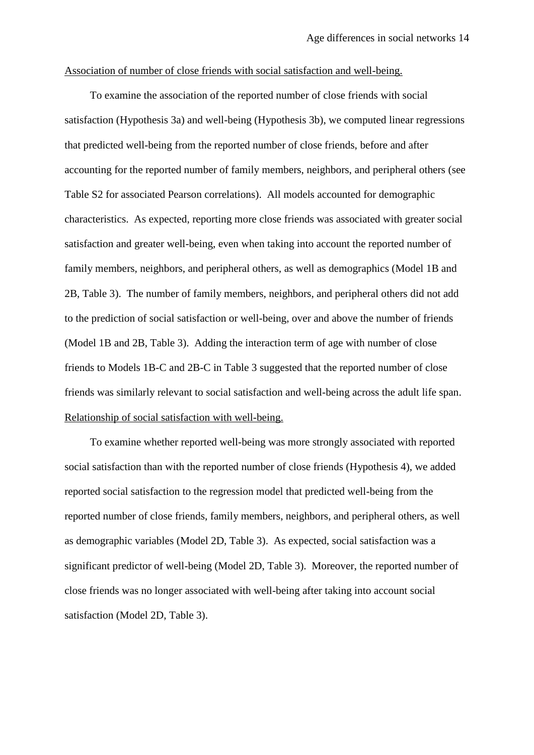Association of number of close friends with social satisfaction and well-being.

To examine the association of the reported number of close friends with social satisfaction (Hypothesis 3a) and well-being (Hypothesis 3b), we computed linear regressions that predicted well-being from the reported number of close friends, before and after accounting for the reported number of family members, neighbors, and peripheral others (see Table S2 for associated Pearson correlations). All models accounted for demographic characteristics. As expected, reporting more close friends was associated with greater social satisfaction and greater well-being, even when taking into account the reported number of family members, neighbors, and peripheral others, as well as demographics (Model 1B and 2B, Table 3). The number of family members, neighbors, and peripheral others did not add to the prediction of social satisfaction or well-being, over and above the number of friends (Model 1B and 2B, Table 3). Adding the interaction term of age with number of close friends to Models 1B-C and 2B-C in Table 3 suggested that the reported number of close friends was similarly relevant to social satisfaction and well-being across the adult life span.

Relationship of social satisfaction with well-being.

To examine whether reported well-being was more strongly associated with reported social satisfaction than with the reported number of close friends (Hypothesis 4), we added reported social satisfaction to the regression model that predicted well-being from the reported number of close friends, family members, neighbors, and peripheral others, as well as demographic variables (Model 2D, Table 3). As expected, social satisfaction was a significant predictor of well-being (Model 2D, Table 3). Moreover, the reported number of close friends was no longer associated with well-being after taking into account social satisfaction (Model 2D, Table 3).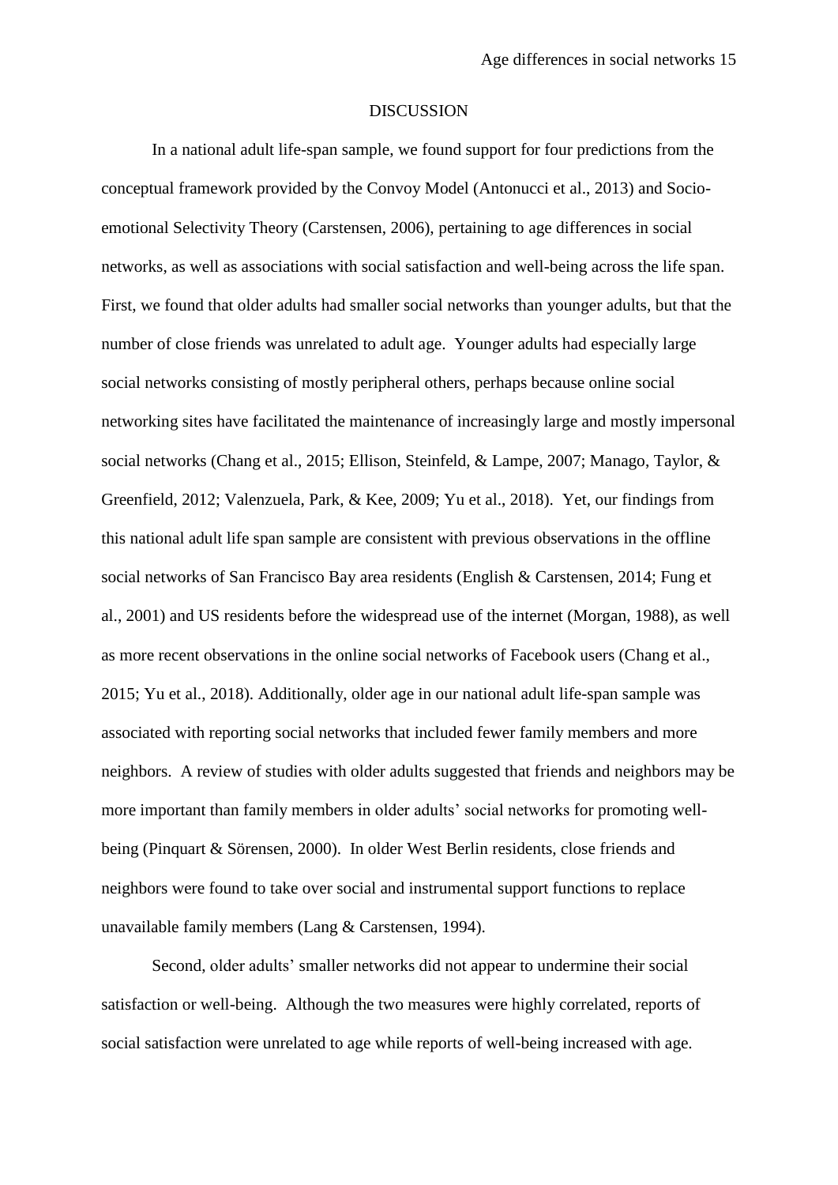# DISCUSSION

In a national adult life-span sample, we found support for four predictions from the conceptual framework provided by the Convoy Model (Antonucci et al., 2013) and Socio-emotional Selectivity Theory (Carstensen, 2006), pertaining to age differences in social networks, as well as associations with social satisfaction and well-being across the life span. First, we found that older adults had smaller social networks than younger adults, but that the number of close friends was unrelated to adult age. Younger adults had especially large social networks consisting of mostly peripheral others, perhaps because online social networking sites have facilitated the maintenance of increasingly large and mostly impersonal social networks (Chang et al., 2015; Ellison, Steinfeld, & Lampe, 2007; Manago, Taylor, & Greenfield, 2012; Valenzuela, Park, & Kee, 2009; Yu et al., 2018). Yet, our findings from this national adult life span sample are consistent with previous observations in the offline social networks of San Francisco Bay area residents (English & Carstensen, 2014; Fung et al., 2001) and US residents before the widespread use of the internet (Morgan, 1988), as well as more recent observations in the online social networks of Facebook users (Chang et al., 2015; Yu et al., 2018). Additionally, older age in our national adult life-span sample was associated with reporting social networks that included fewer family members and more neighbors. A review of studies with older adults suggested that friends and neighbors may be more important than family members in older adults' social networks for promoting well-being (Pinquart & Sörensen, 2000). In older West Berlin residents, close friends and neighbors were found to take over social and instrumental support functions to replace unavailable family members (Lang & Carstensen, 1994).

Second, older adults' smaller networks did not appear to undermine their social satisfaction or well-being. Although the two measures were highly correlated, reports of social satisfaction were unrelated to age while reports of well-being increased with age.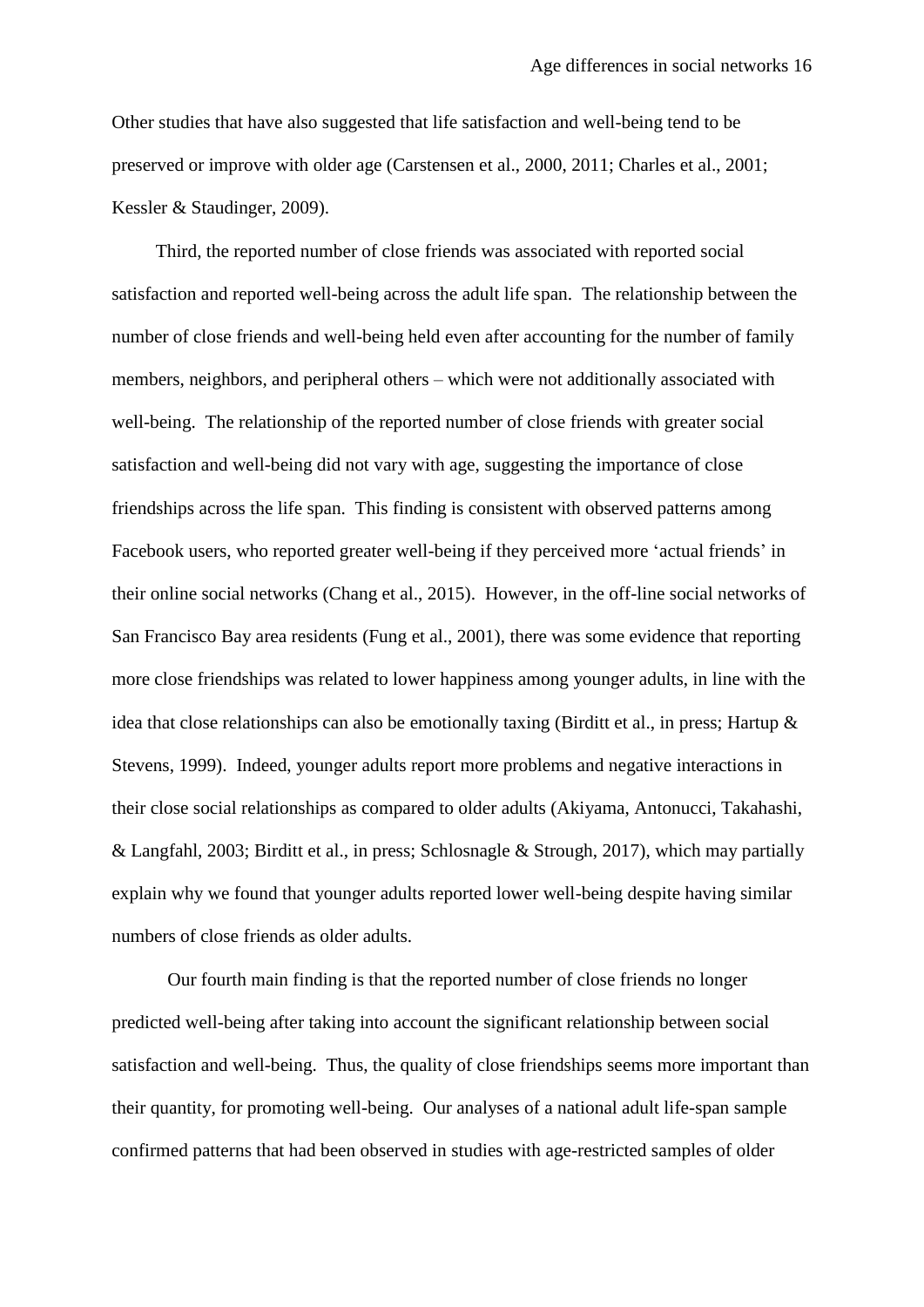Other studies that have also suggested that life satisfaction and well-being tend to be preserved or improve with older age (Carstensen et al., 2000, 2011; Charles et al., 2001; Kessler & Staudinger, 2009).

Third, the reported number of close friends was associated with reported social satisfaction and reported well-being across the adult life span. The relationship between the number of close friends and well-being held even after accounting for the number of family members, neighbors, and peripheral others – which were not additionally associated with well-being. The relationship of the reported number of close friends with greater social satisfaction and well-being did not vary with age, suggesting the importance of close friendships across the life span. This finding is consistent with observed patterns among Facebook users, who reported greater well-being if they perceived more 'actual friends' in their online social networks (Chang et al., 2015). However, in the off-line social networks of San Francisco Bay area residents (Fung et al., 2001), there was some evidence that reporting more close friendships was related to lower happiness among younger adults, in line with the idea that close relationships can also be emotionally taxing (Birditt et al., in press; Hartup & Stevens, 1999). Indeed, younger adults report more problems and negative interactions in their close social relationships as compared to older adults (Akiyama, Antonucci, Takahashi, & Langfahl, 2003; Birditt et al., in press; Schlosnagle & Strough, 2017), which may partially explain why we found that younger adults reported lower well-being despite having similar numbers of close friends as older adults.

Our fourth main finding is that the reported number of close friends no longer predicted well-being after taking into account the significant relationship between social satisfaction and well-being. Thus, the quality of close friendships seems more important than their quantity, for promoting well-being. Our analyses of a national adult life-span sample confirmed patterns that had been observed in studies with age-restricted samples of older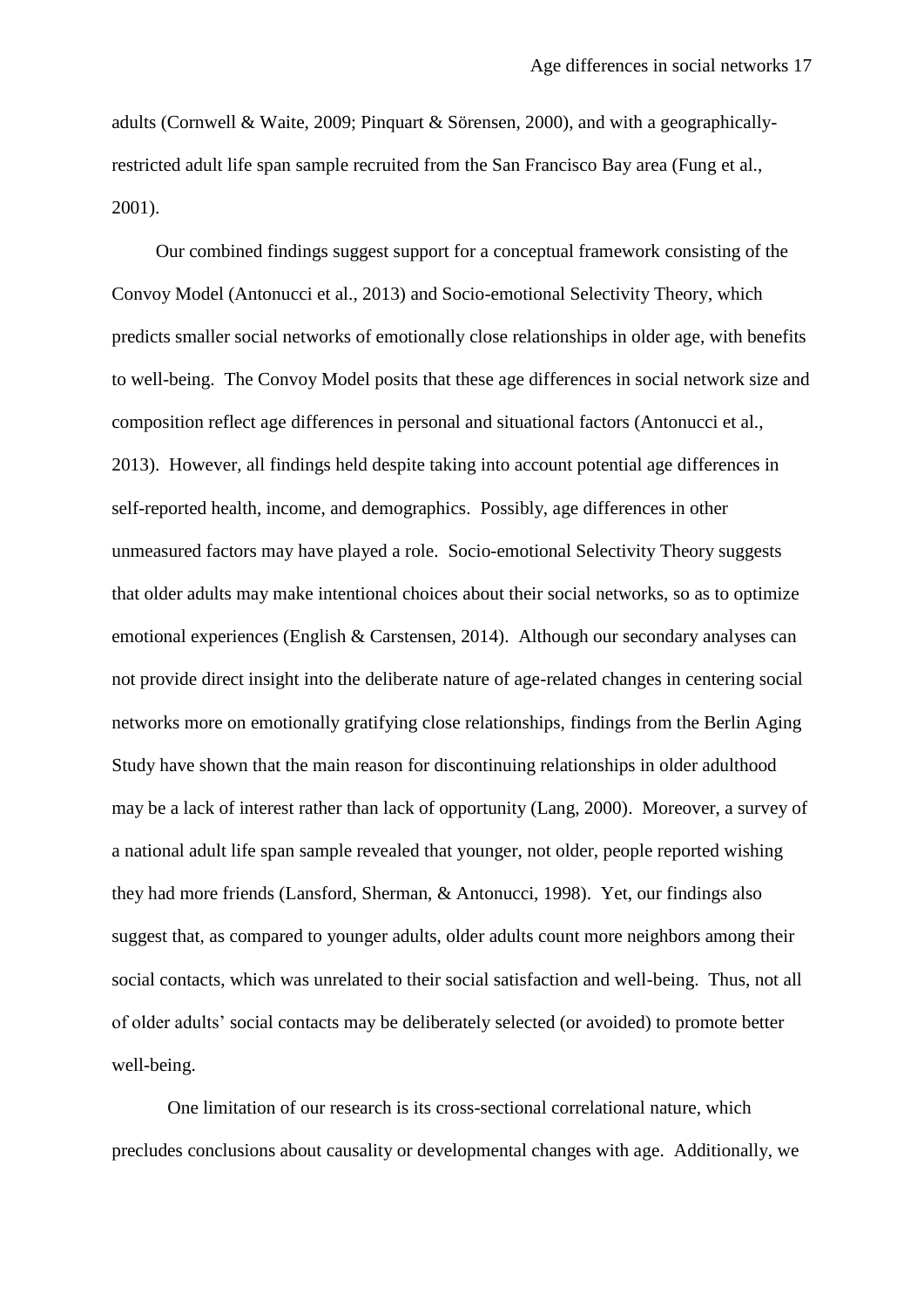adults (Cornwell & Waite, 2009; Pinquart & Sörensen, 2000), and with a geographically-restricted adult life span sample recruited from the San Francisco Bay area (Fung et al., 2001).

Our combined findings suggest support for a conceptual framework consisting of the Convoy Model (Antonucci et al., 2013) and Socio-emotional Selectivity Theory, which predicts smaller social networks of emotionally close relationships in older age, with benefits to well-being. The Convoy Model posits that these age differences in social network size and composition reflect age differences in personal and situational factors (Antonucci et al., 2013). However, all findings held despite taking into account potential age differences in self-reported health, income, and demographics. Possibly, age differences in other unmeasured factors may have played a role. Socio-emotional Selectivity Theory suggests that older adults may make intentional choices about their social networks, so as to optimize emotional experiences (English & Carstensen, 2014). Although our secondary analyses can not provide direct insight into the deliberate nature of age-related changes in centering social networks more on emotionally gratifying close relationships, findings from the Berlin Aging Study have shown that the main reason for discontinuing relationships in older adulthood may be a lack of interest rather than lack of opportunity (Lang, 2000). Moreover, a survey of a national adult life span sample revealed that younger, not older, people reported wishing they had more friends (Lansford, Sherman, & Antonucci, 1998). Yet, our findings also suggest that, as compared to younger adults, older adults count more neighbors among their social contacts, which was unrelated to their social satisfaction and well-being. Thus, not all of older adults' social contacts may be deliberately selected (or avoided) to promote better well-being.

One limitation of our research is its cross-sectional correlational nature, which precludes conclusions about causality or developmental changes with age. Additionally, we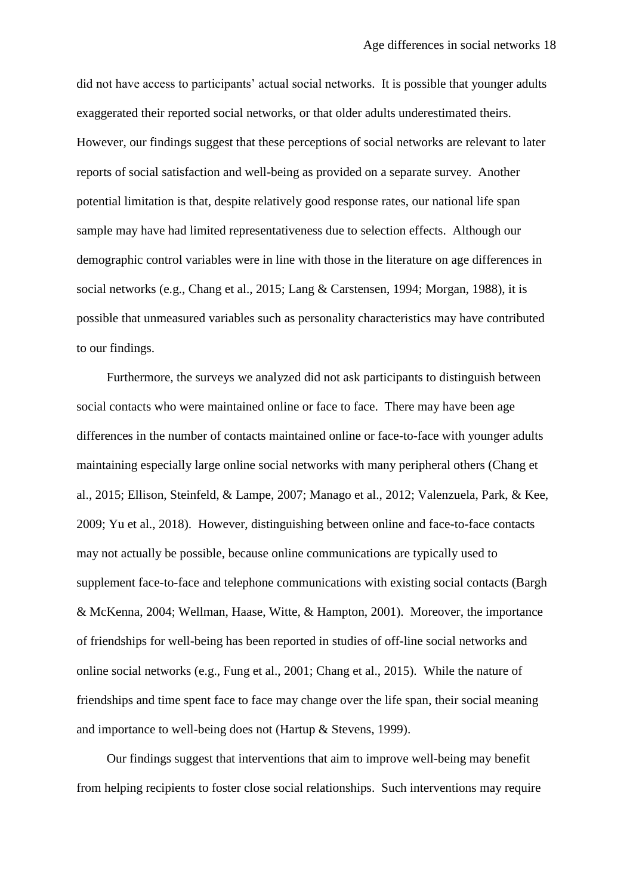did not have access to participants' actual social networks. It is possible that younger adults exaggerated their reported social networks, or that older adults underestimated theirs. However, our findings suggest that these perceptions of social networks are relevant to later reports of social satisfaction and well-being as provided on a separate survey. Another potential limitation is that, despite relatively good response rates, our national life span sample may have had limited representativeness due to selection effects. Although our demographic control variables were in line with those in the literature on age differences in social networks (e.g., Chang et al., 2015; Lang & Carstensen, 1994; Morgan, 1988), it is possible that unmeasured variables such as personality characteristics may have contributed to our findings.

Furthermore, the surveys we analyzed did not ask participants to distinguish between social contacts who were maintained online or face to face. There may have been age differences in the number of contacts maintained online or face-to-face with younger adults maintaining especially large online social networks with many peripheral others (Chang et al., 2015; Ellison, Steinfeld, & Lampe, 2007; Manago et al., 2012; Valenzuela, Park, & Kee, 2009; Yu et al., 2018). However, distinguishing between online and face-to-face contacts may not actually be possible, because online communications are typically used to supplement face-to-face and telephone communications with existing social contacts (Bargh & McKenna, 2004; Wellman, Haase, Witte, & Hampton, 2001). Moreover, the importance of friendships for well-being has been reported in studies of off-line social networks and online social networks (e.g., Fung et al., 2001; Chang et al., 2015). While the nature of friendships and time spent face to face may change over the life span, their social meaning and importance to well-being does not (Hartup & Stevens, 1999).

Our findings suggest that interventions that aim to improve well-being may benefit from helping recipients to foster close social relationships. Such interventions may require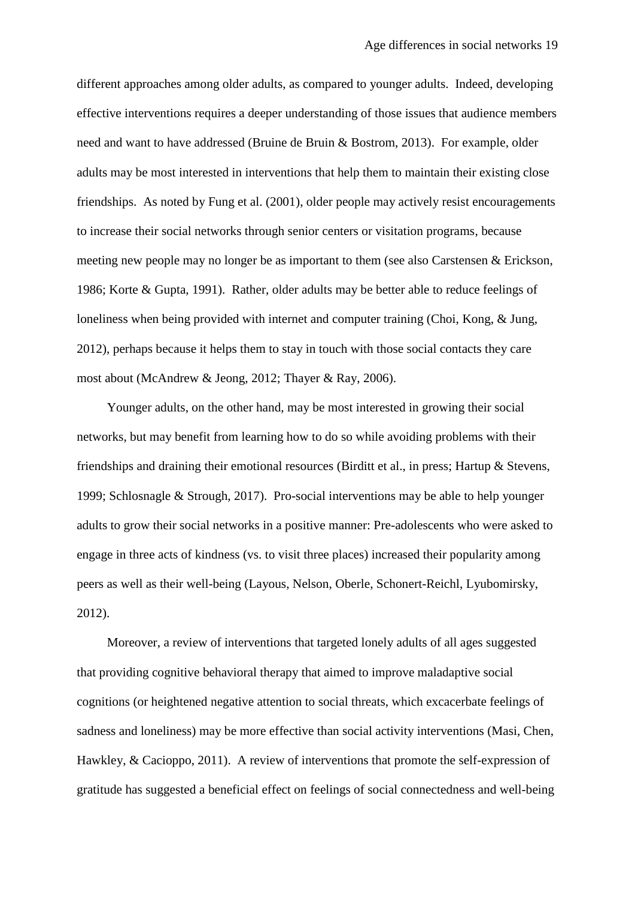different approaches among older adults, as compared to younger adults. Indeed, developing effective interventions requires a deeper understanding of those issues that audience members need and want to have addressed (Bruine de Bruin & Bostrom, 2013). For example, older adults may be most interested in interventions that help them to maintain their existing close friendships. As noted by Fung et al. (2001), older people may actively resist encouragements to increase their social networks through senior centers or visitation programs, because meeting new people may no longer be as important to them (see also Carstensen & Erickson, 1986; Korte & Gupta, 1991). Rather, older adults may be better able to reduce feelings of loneliness when being provided with internet and computer training (Choi, Kong, & Jung, 2012), perhaps because it helps them to stay in touch with those social contacts they care most about (McAndrew & Jeong, 2012; Thayer & Ray, 2006).

Younger adults, on the other hand, may be most interested in growing their social networks, but may benefit from learning how to do so while avoiding problems with their friendships and draining their emotional resources (Birditt et al., in press; Hartup & Stevens, 1999; Schlosnagle & Strough, 2017). Pro-social interventions may be able to help younger adults to grow their social networks in a positive manner: Pre-adolescents who were asked to engage in three acts of kindness (vs. to visit three places) increased their popularity among peers as well as their well-being (Layous, Nelson, Oberle, Schonert-Reichl, Lyubomirsky, 2012).

Moreover, a review of interventions that targeted lonely adults of all ages suggested that providing cognitive behavioral therapy that aimed to improve maladaptive social cognitions (or heightened negative attention to social threats, which excacerbate feelings of sadness and loneliness) may be more effective than social activity interventions (Masi, Chen, Hawkley, & Cacioppo, 2011). A review of interventions that promote the self-expression of gratitude has suggested a beneficial effect on feelings of social connectedness and well-being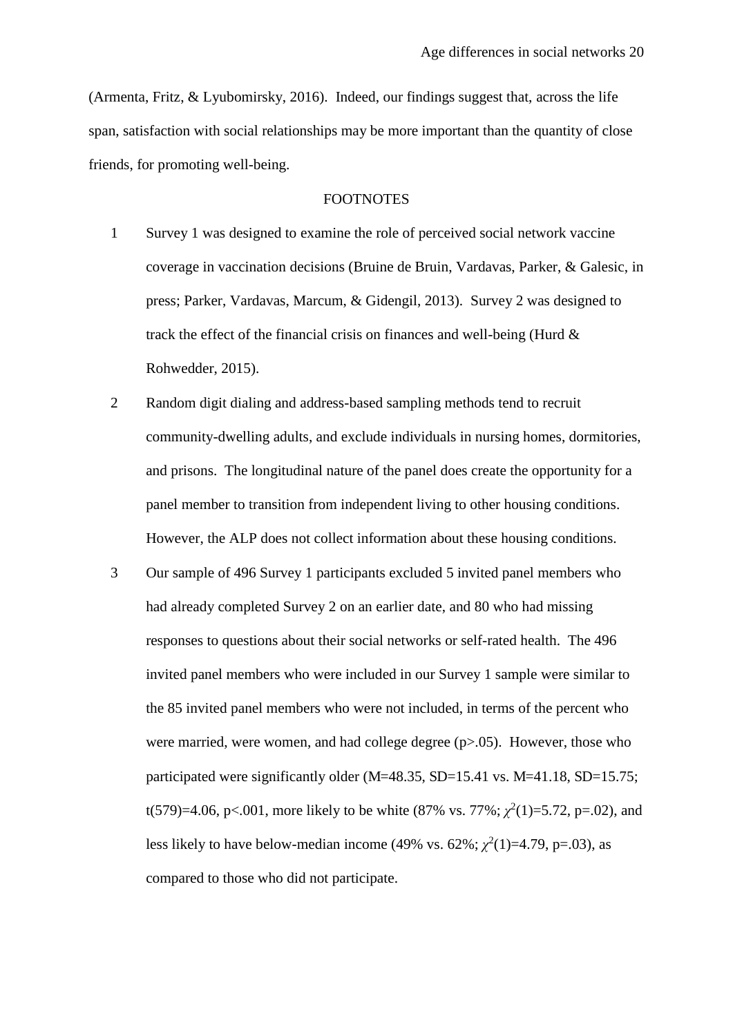(Armenta, Fritz, & Lyubomirsky, 2016). Indeed, our findings suggest that, across the life span, satisfaction with social relationships may be more important than the quantity of close friends, for promoting well-being.

## FOOTNOTES

1. Survey 1 was designed to examine the role of perceived social network vaccine coverage in vaccination decisions (Bruine de Bruin, Vardavas, Parker, & Galesic, in press; Parker, Vardavas, Marcum, & Gidengil, 2013). Survey 2 was designed to track the effect of the financial crisis on finances and well-being (Hurd & Rohwedder, 2015).

2. Random digit dialing and address-based sampling methods tend to recruit community-dwelling adults, and exclude individuals in nursing homes, dormitories, and prisons. The longitudinal nature of the panel does create the opportunity for a panel member to transition from independent living to other housing conditions. However, the ALP does not collect information about these housing conditions.

3. Our sample of 496 Survey 1 participants excluded 5 invited panel members who had already completed Survey 2 on an earlier date, and 80 who had missing responses to questions about their social networks or self-rated health. The 496 invited panel members who were included in our Survey 1 sample were similar to the 85 invited panel members who were not included, in terms of the percent who were married, were women, and had college degree ($p>.05$). However, those who participated were significantly older ($M=48.35$, $SD=15.41$ vs. $M=41.18$, $SD=15.75$; $t(579)=4.06$, $p<.001$, more likely to be white (87% vs. 77%; $\chi^2(1)=5.72$, $p=.02$), and less likely to have below-median income (49% vs. 62%; $\chi^2(1)=4.79$, $p=.03$), as compared to those who did not participate.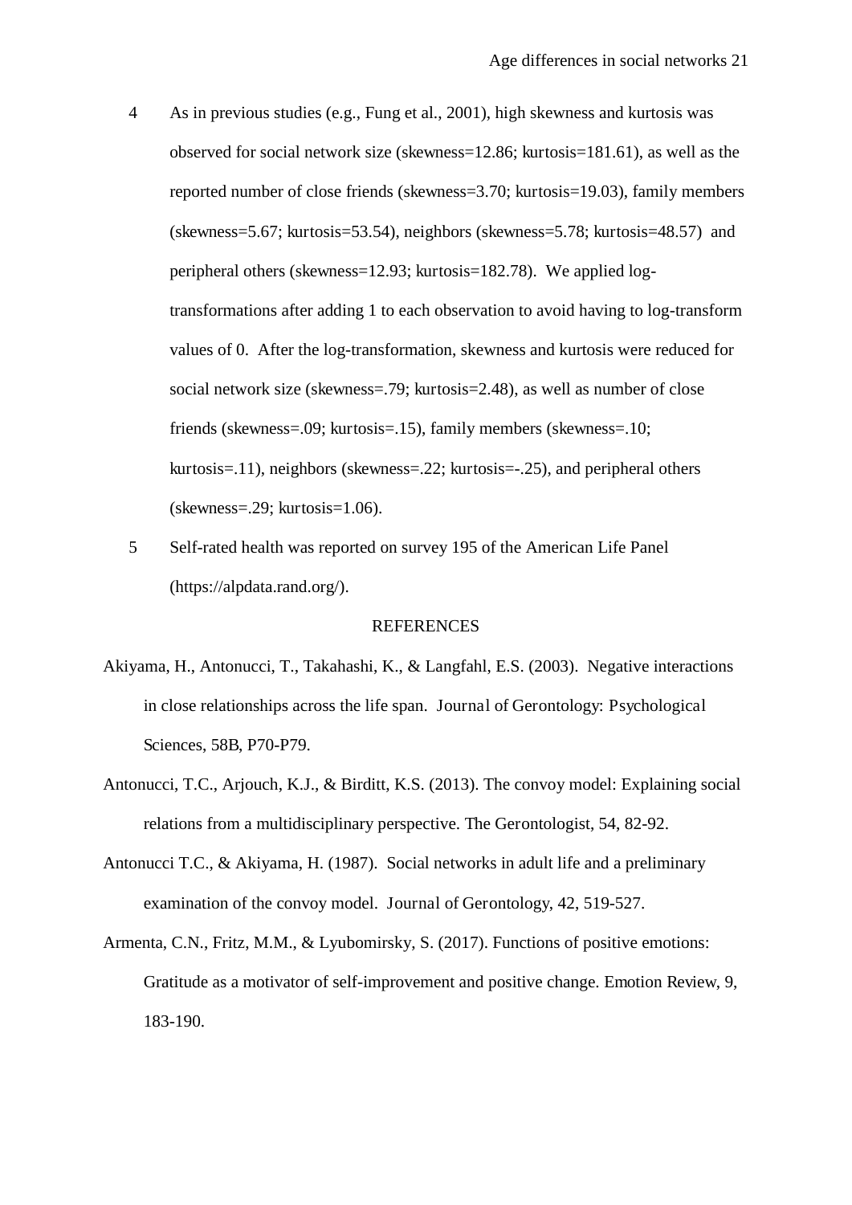4 As in previous studies (e.g., Fung et al., 2001), high skewness and kurtosis was observed for social network size (skewness=12.86; kurtosis=181.61), as well as the reported number of close friends (skewness=3.70; kurtosis=19.03), family members (skewness=5.67; kurtosis=53.54), neighbors (skewness=5.78; kurtosis=48.57) and peripheral others (skewness=12.93; kurtosis=182.78). We applied log-transformations after adding 1 to each observation to avoid having to log-transform values of 0. After the log-transformation, skewness and kurtosis were reduced for social network size (skewness=.79; kurtosis=2.48), as well as number of close friends (skewness=.09; kurtosis=.15), family members (skewness=.10; kurtosis=.11), neighbors (skewness=.22; kurtosis=-.25), and peripheral others (skewness=.29; kurtosis=1.06).

5 Self-rated health was reported on survey 195 of the American Life Panel (https://alpdata.rand.org/).

## REFERENCES

Akiyama, H., Antonucci, T., Takahashi, K., & Langfahl, E.S. (2003). Negative interactions in close relationships across the life span. Journal of Gerontology: Psychological Sciences, 58B, P70-P79.

Antonucci, T.C., Arjouch, K.J., & Birditt, K.S. (2013). The convoy model: Explaining social relations from a multidisciplinary perspective. The Gerontologist, 54, 82-92.

Antonucci T.C., & Akiyama, H. (1987). Social networks in adult life and a preliminary examination of the convoy model. Journal of Gerontology, 42, 519-527.

Armenta, C.N., Fritz, M.M., & Lyubomirsky, S. (2017). Functions of positive emotions: Gratitude as a motivator of self-improvement and positive change. Emotion Review, 9, 183-190.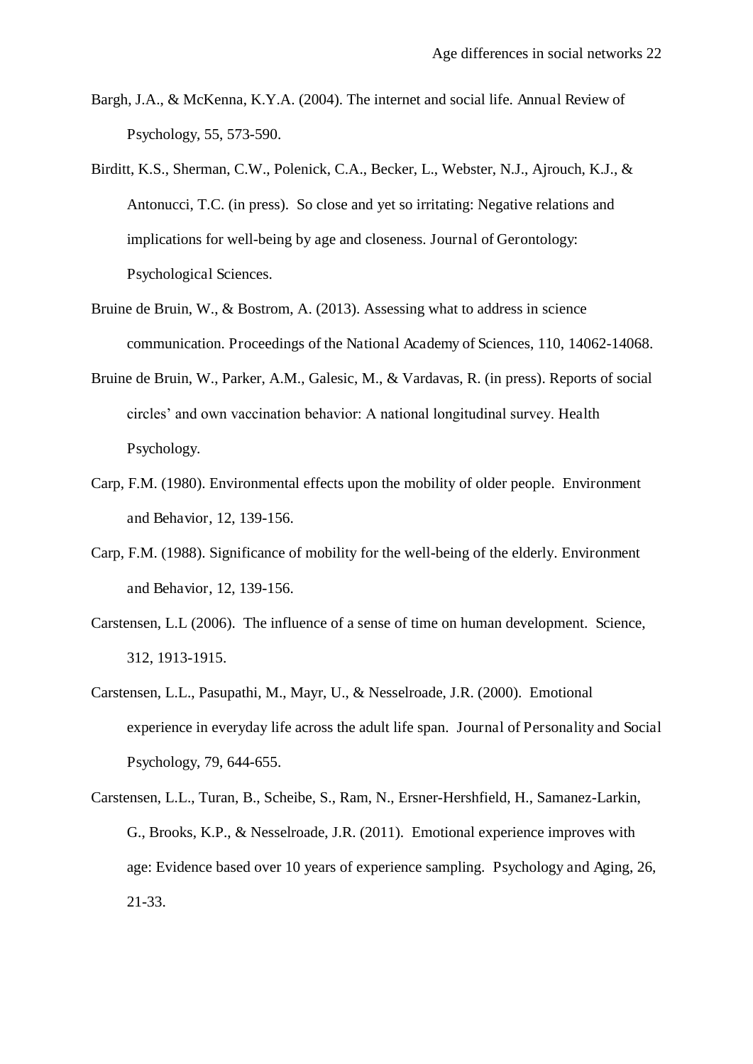Bargh, J.A., & McKenna, K.Y.A. (2004). The internet and social life. Annual Review of Psychology, 55, 573-590.

Birditt, K.S., Sherman, C.W., Polenick, C.A., Becker, L., Webster, N.J., Ajrouch, K.J., & Antonucci, T.C. (in press). So close and yet so irritating: Negative relations and implications for well-being by age and closeness. Journal of Gerontology: Psychological Sciences.

Bruine de Bruin, W., & Bostrom, A. (2013). Assessing what to address in science communication. Proceedings of the National Academy of Sciences, 110, 14062-14068.

Bruine de Bruin, W., Parker, A.M., Galesic, M., & Vardavas, R. (in press). Reports of social circles' and own vaccination behavior: A national longitudinal survey. Health Psychology.

Carp, F.M. (1980). Environmental effects upon the mobility of older people. Environment and Behavior, 12, 139-156.

Carp, F.M. (1988). Significance of mobility for the well-being of the elderly. Environment and Behavior, 12, 139-156.

Carstensen, L.L (2006). The influence of a sense of time on human development. Science, 312, 1913-1915.

Carstensen, L.L., Pasupathi, M., Mayr, U., & Nesselroade, J.R. (2000). Emotional experience in everyday life across the adult life span. Journal of Personality and Social Psychology, 79, 644-655.

Carstensen, L.L., Turan, B., Scheibe, S., Ram, N., Ersner-Hershfield, H., Samanez-Larkin, G., Brooks, K.P., & Nesselroade, J.R. (2011). Emotional experience improves with age: Evidence based over 10 years of experience sampling. Psychology and Aging, 26, 21-33.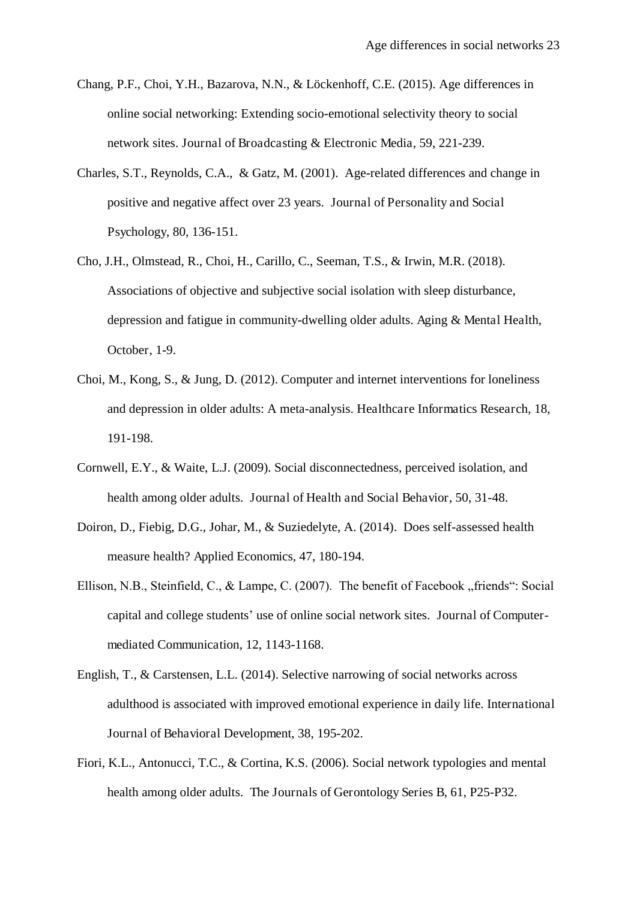Chang, P.F., Choi, Y.H., Bazarova, N.N., & Löckenhoff, C.E. (2015). Age differences in online social networking: Extending socio-emotional selectivity theory to social network sites. Journal of Broadcasting & Electronic Media, 59, 221-239.

Charles, S.T., Reynolds, C.A., & Gatz, M. (2001). Age-related differences and change in positive and negative affect over 23 years. Journal of Personality and Social Psychology, 80, 136-151.

Cho, J.H., Olmstead, R., Choi, H., Carillo, C., Seeman, T.S., & Irwin, M.R. (2018). Associations of objective and subjective social isolation with sleep disturbance, depression and fatigue in community-dwelling older adults. Aging & Mental Health, October, 1-9.

Choi, M., Kong, S., & Jung, D. (2012). Computer and internet interventions for loneliness and depression in older adults: A meta-analysis. Healthcare Informatics Research, 18, 191-198.

Cornwell, E.Y., & Waite, L.J. (2009). Social disconnectedness, perceived isolation, and health among older adults. Journal of Health and Social Behavior, 50, 31-48.

Doiron, D., Fiebig, D.G., Johar, M., & Suziedelyte, A. (2014). Does self-assessed health measure health? Applied Economics, 47, 180-194.

Ellison, N.B., Steinfield, C., & Lampe, C. (2007). The benefit of Facebook „friends": Social capital and college students' use of online social network sites. Journal of Computer-mediated Communication, 12, 1143-1168.

English, T., & Carstensen, L.L. (2014). Selective narrowing of social networks across adulthood is associated with improved emotional experience in daily life. International Journal of Behavioral Development, 38, 195-202.

Fiori, K.L., Antonucci, T.C., & Cortina, K.S. (2006). Social network typologies and mental health among older adults. The Journals of Gerontology Series B, 61, P25-P32.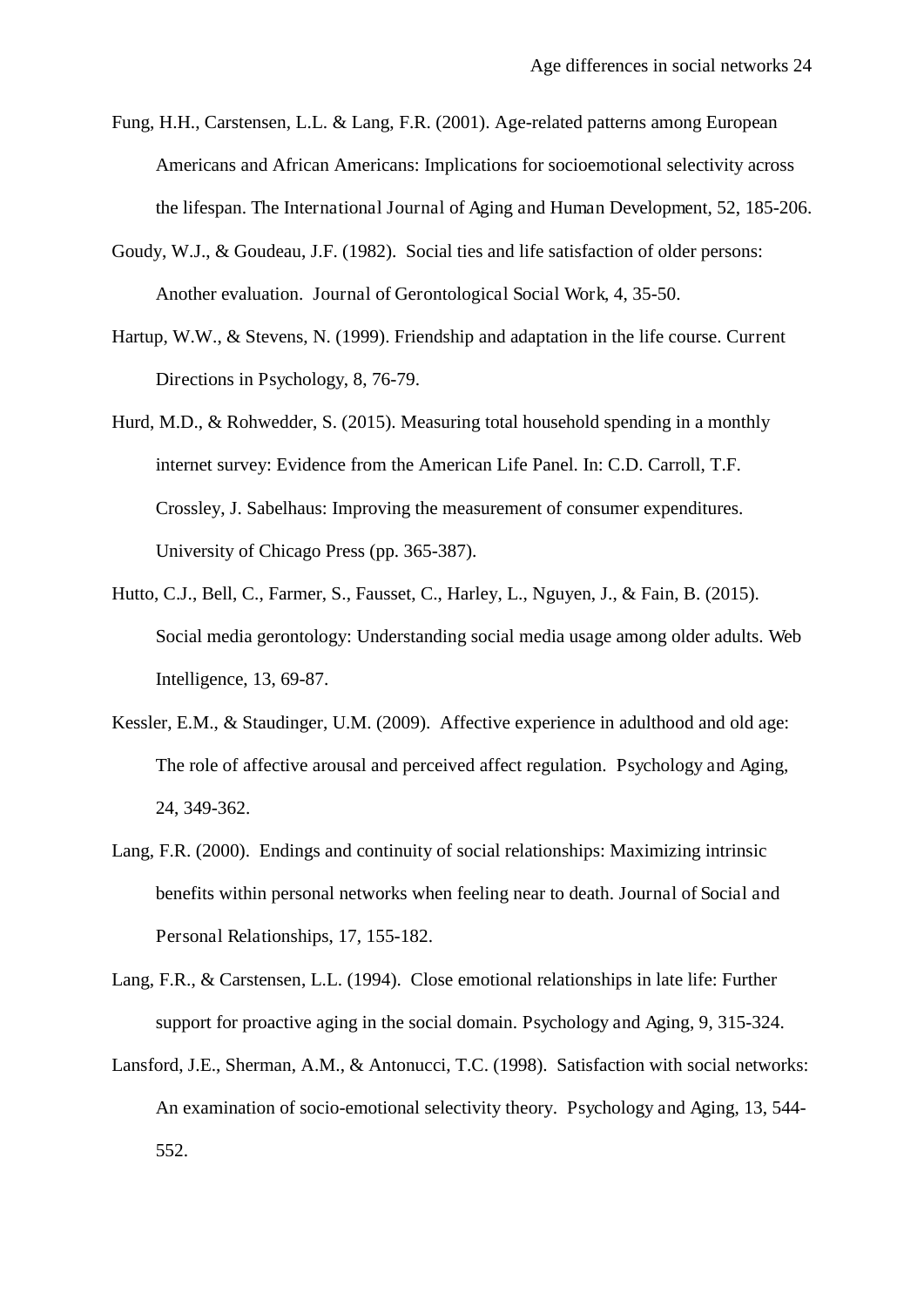Fung, H.H., Carstensen, L.L. & Lang, F.R. (2001). Age-related patterns among European Americans and African Americans: Implications for socioemotional selectivity across the lifespan. The International Journal of Aging and Human Development, 52, 185-206.

Goudy, W.J., & Goudeau, J.F. (1982). Social ties and life satisfaction of older persons: Another evaluation. Journal of Gerontological Social Work, 4, 35-50.

Hartup, W.W., & Stevens, N. (1999). Friendship and adaptation in the life course. Current Directions in Psychology, 8, 76-79.

Hurd, M.D., & Rohwedder, S. (2015). Measuring total household spending in a monthly internet survey: Evidence from the American Life Panel. In: C.D. Carroll, T.F. Crossley, J. Sabelhaus: Improving the measurement of consumer expenditures. University of Chicago Press (pp. 365-387).

Hutto, C.J., Bell, C., Farmer, S., Fausset, C., Harley, L., Nguyen, J., & Fain, B. (2015). Social media gerontology: Understanding social media usage among older adults. Web Intelligence, 13, 69-87.

Kessler, E.M., & Staudinger, U.M. (2009). Affective experience in adulthood and old age: The role of affective arousal and perceived affect regulation. Psychology and Aging, 24, 349-362.

Lang, F.R. (2000). Endings and continuity of social relationships: Maximizing intrinsic benefits within personal networks when feeling near to death. Journal of Social and Personal Relationships, 17, 155-182.

Lang, F.R., & Carstensen, L.L. (1994). Close emotional relationships in late life: Further support for proactive aging in the social domain. Psychology and Aging, 9, 315-324.

Lansford, J.E., Sherman, A.M., & Antonucci, T.C. (1998). Satisfaction with social networks: An examination of socio-emotional selectivity theory. Psychology and Aging, 13, 544-552.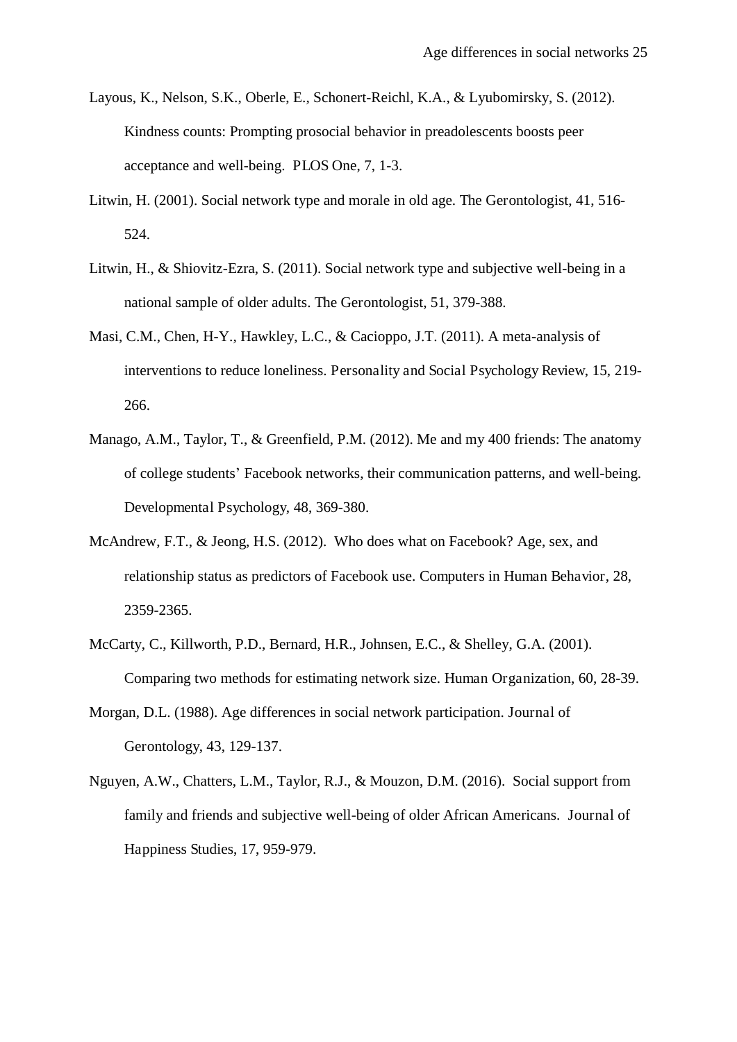Layous, K., Nelson, S.K., Oberle, E., Schonert-Reichl, K.A., & Lyubomirsky, S. (2012). Kindness counts: Prompting prosocial behavior in preadolescents boosts peer acceptance and well-being. PLOS One, 7, 1-3.

Litwin, H. (2001). Social network type and morale in old age. The Gerontologist, 41, 516-524.

Litwin, H., & Shiovitz-Ezra, S. (2011). Social network type and subjective well-being in a national sample of older adults. The Gerontologist, 51, 379-388.

Masi, C.M., Chen, H-Y., Hawkley, L.C., & Cacioppo, J.T. (2011). A meta-analysis of interventions to reduce loneliness. Personality and Social Psychology Review, 15, 219-266.

Manago, A.M., Taylor, T., & Greenfield, P.M. (2012). Me and my 400 friends: The anatomy of college students' Facebook networks, their communication patterns, and well-being. Developmental Psychology, 48, 369-380.

McAndrew, F.T., & Jeong, H.S. (2012). Who does what on Facebook? Age, sex, and relationship status as predictors of Facebook use. Computers in Human Behavior, 28, 2359-2365.

McCarty, C., Killworth, P.D., Bernard, H.R., Johnsen, E.C., & Shelley, G.A. (2001). Comparing two methods for estimating network size. Human Organization, 60, 28-39.

Morgan, D.L. (1988). Age differences in social network participation. Journal of Gerontology, 43, 129-137.

Nguyen, A.W., Chatters, L.M., Taylor, R.J., & Mouzon, D.M. (2016). Social support from family and friends and subjective well-being of older African Americans. Journal of Happiness Studies, 17, 959-979.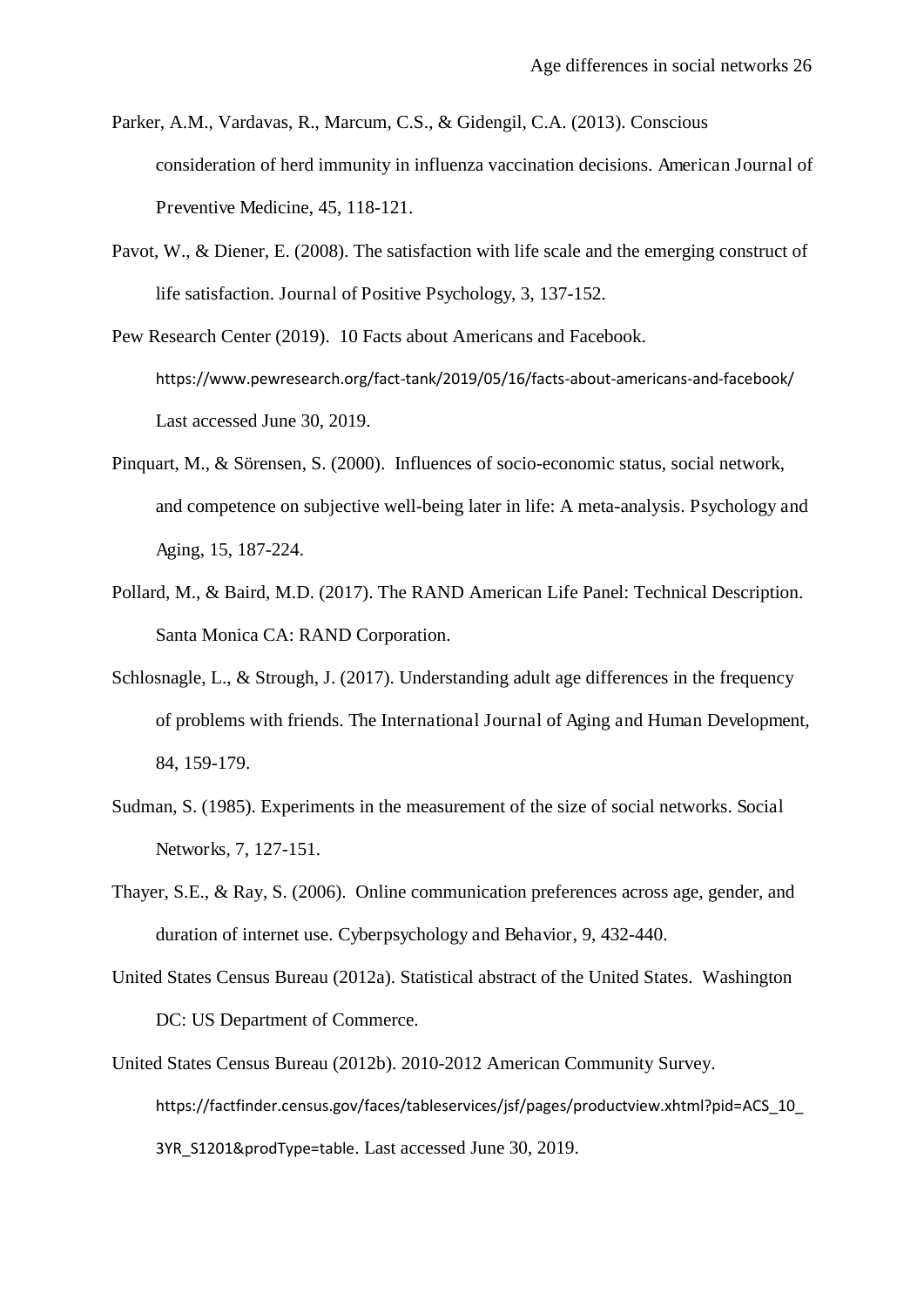Parker, A.M., Vardavas, R., Marcum, C.S., & Gidengil, C.A. (2013). Conscious consideration of herd immunity in influenza vaccination decisions. American Journal of Preventive Medicine, 45, 118-121.

Pavot, W., & Diener, E. (2008). The satisfaction with life scale and the emerging construct of life satisfaction. Journal of Positive Psychology, 3, 137-152.

Pew Research Center (2019). 10 Facts about Americans and Facebook. https://www.pewresearch.org/fact-tank/2019/05/16/facts-about-americans-and-facebook/ Last accessed June 30, 2019.

Pinquart, M., & Sörensen, S. (2000). Influences of socio-economic status, social network, and competence on subjective well-being later in life: A meta-analysis. Psychology and Aging, 15, 187-224.

Pollard, M., & Baird, M.D. (2017). The RAND American Life Panel: Technical Description. Santa Monica CA: RAND Corporation.

Schlosnagle, L., & Strough, J. (2017). Understanding adult age differences in the frequency of problems with friends. The International Journal of Aging and Human Development, 84, 159-179.

Sudman, S. (1985). Experiments in the measurement of the size of social networks. Social Networks, 7, 127-151.

Thayer, S.E., & Ray, S. (2006). Online communication preferences across age, gender, and duration of internet use. Cyberpsychology and Behavior, 9, 432-440.

United States Census Bureau (2012a). Statistical abstract of the United States. Washington DC: US Department of Commerce.

United States Census Bureau (2012b). 2010-2012 American Community Survey. https://factfinder.census.gov/faces/tableservices/jsf/pages/productview.xhtml?pid=ACS_10_3YR_S1201&prodType=table. Last accessed June 30, 2019.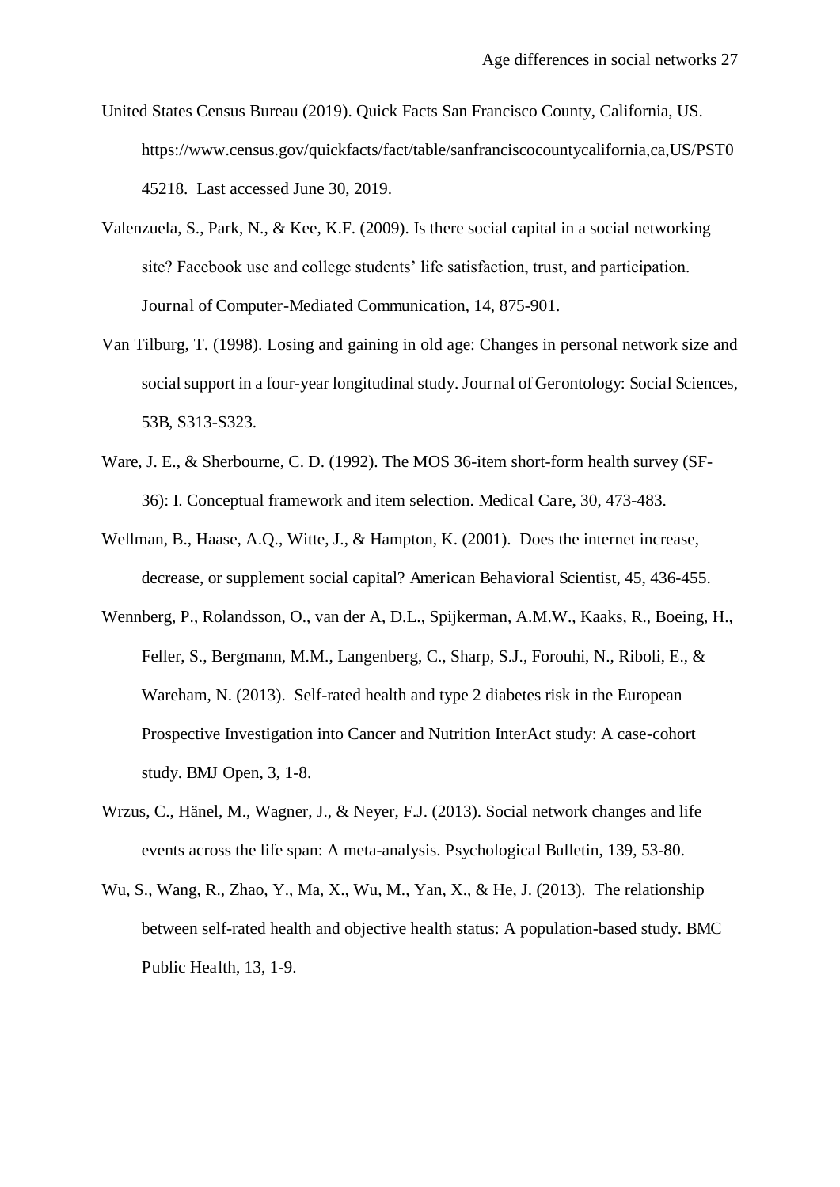United States Census Bureau (2019). Quick Facts San Francisco County, California, US. https://www.census.gov/quickfacts/fact/table/sanfranciscocountycalifornia,ca,US/PST045218. Last accessed June 30, 2019.

Valenzuela, S., Park, N., & Kee, K.F. (2009). Is there social capital in a social networking site? Facebook use and college students' life satisfaction, trust, and participation. Journal of Computer-Mediated Communication, 14, 875-901.

Van Tilburg, T. (1998). Losing and gaining in old age: Changes in personal network size and social support in a four-year longitudinal study. Journal of Gerontology: Social Sciences, 53B, S313-S323.

Ware, J. E., & Sherbourne, C. D. (1992). The MOS 36-item short-form health survey (SF-36): I. Conceptual framework and item selection. Medical Care, 30, 473-483.

Wellman, B., Haase, A.Q., Witte, J., & Hampton, K. (2001). Does the internet increase, decrease, or supplement social capital? American Behavioral Scientist, 45, 436-455.

Wennberg, P., Rolandsson, O., van der A, D.L., Spijkerman, A.M.W., Kaaks, R., Boeing, H., Feller, S., Bergmann, M.M., Langenberg, C., Sharp, S.J., Forouhi, N., Riboli, E., & Wareham, N. (2013). Self-rated health and type 2 diabetes risk in the European Prospective Investigation into Cancer and Nutrition InterAct study: A case-cohort study. BMJ Open, 3, 1-8.

Wrzus, C., Hänel, M., Wagner, J., & Neyer, F.J. (2013). Social network changes and life events across the life span: A meta-analysis. Psychological Bulletin, 139, 53-80.

Wu, S., Wang, R., Zhao, Y., Ma, X., Wu, M., Yan, X., & He, J. (2013). The relationship between self-rated health and objective health status: A population-based study. BMC Public Health, 13, 1-9.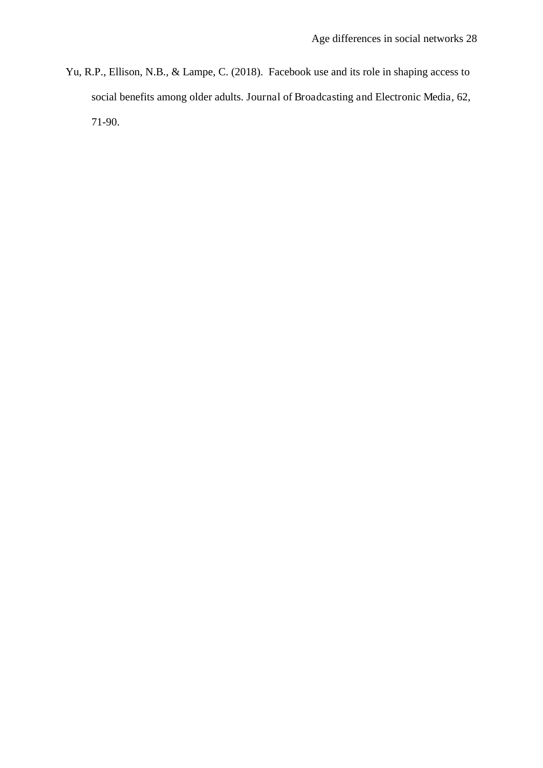Yu, R.P., Ellison, N.B., & Lampe, C. (2018). Facebook use and its role in shaping access to social benefits among older adults. Journal of Broadcasting and Electronic Media, 62, 71-90.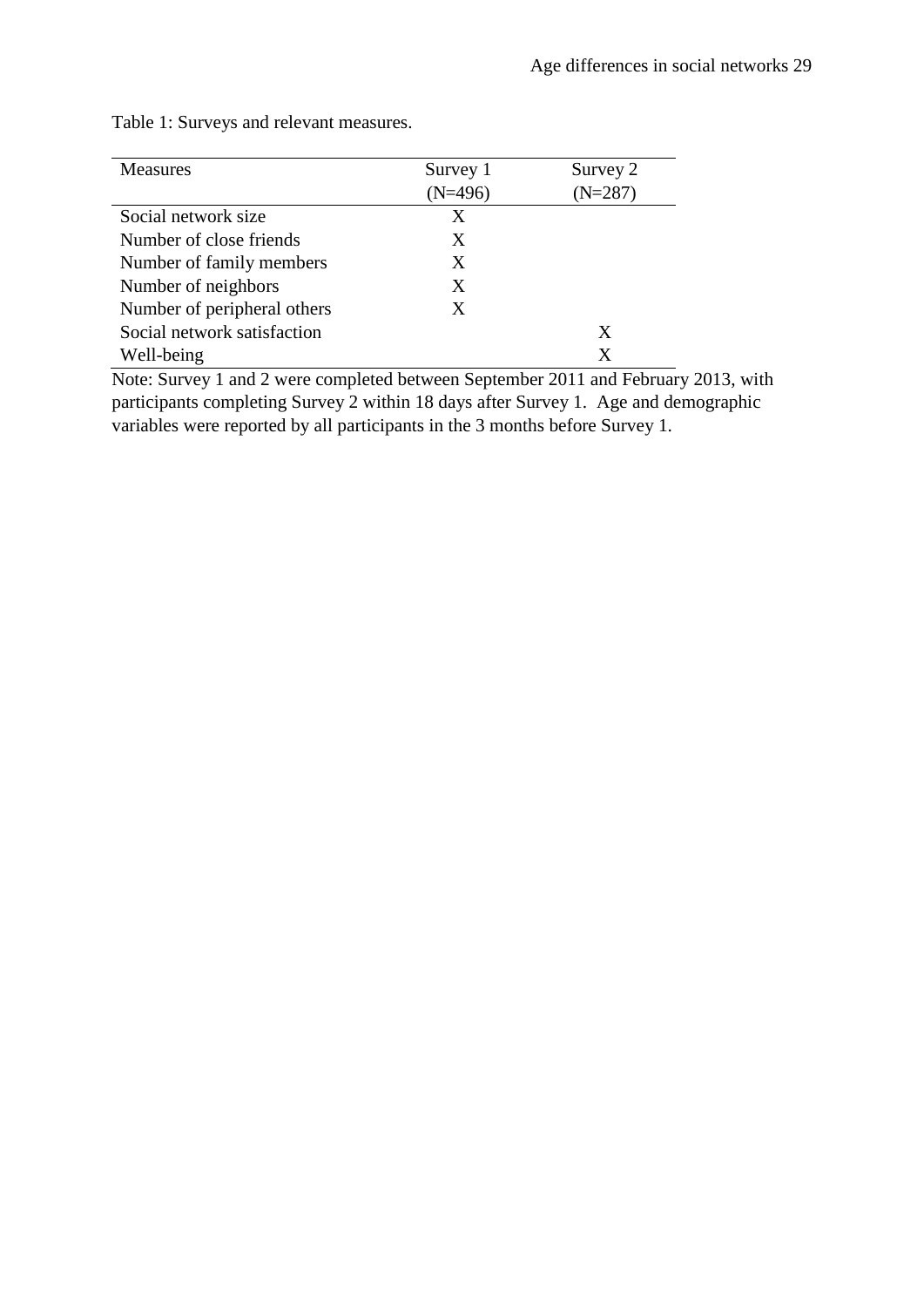Table 1: Surveys and relevant measures.

| Measures | Survey 1 (N=496) | Survey 2 (N=287) |
|---|---|---|
| Social network size | X | |
| Number of close friends | X | |
| Number of family members | X | |
| Number of neighbors | X | |
| Number of peripheral others | X | |
| Social network satisfaction | | X |
| Well-being | | X |

Note: Survey 1 and 2 were completed between September 2011 and February 2013, with participants completing Survey 2 within 18 days after Survey 1. Age and demographic variables were reported by all participants in the 3 months before Survey 1.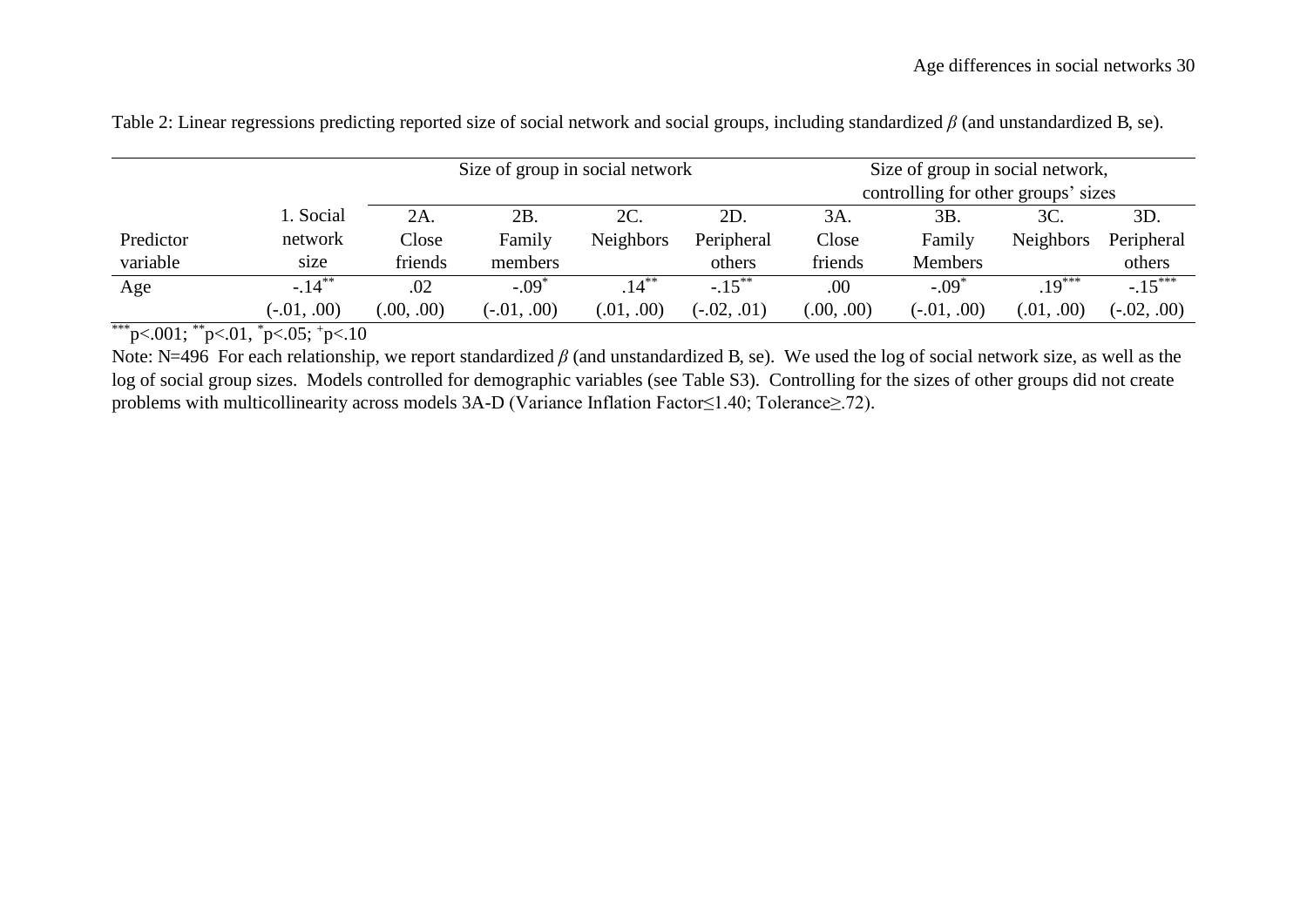Table 2: Linear regressions predicting reported size of social network and social groups, including standardized $\beta$ (and unstandardized B, se).

| | | Size of group in social network | | | | Size of group in social network, controlling for other groups' sizes | | | |
|---|---|---|---|---|---|---|---|---|---|
| Predictor variable | 1. Social network size | 2A. Close friends | 2B. Family members | 2C. Neighbors | 2D. Peripheral others | 3A. Close friends | 3B. Family Members | 3C. Neighbors | 3D. Peripheral others |
| Age | $-.14^{**}$ | .02 | $-.09^{*}$ | $.14^{**}$ | $-.15^{**}$ | .00 | $-.09^{*}$ | $.19^{***}$ | $-.15^{***}$ |
| | (-.01, .00) | (.00, .00) | (-.01, .00) | (.01, .00) | (-.02, .01) | (.00, .00) | (-.01, .00) | (.01, .00) | (-.02, .00) |

$^{***}p<.001$; $^{**}p<.01$, $^{*}p<.05$; $^{+}p<.10$

Note: N=496 For each relationship, we report standardized $\beta$ (and unstandardized B, se). We used the log of social network size, as well as the log of social group sizes. Models controlled for demographic variables (see Table S3). Controlling for the sizes of other groups did not create problems with multicollinearity across models 3A-D (Variance Inflation Factor≤1.40; Tolerance≥.72).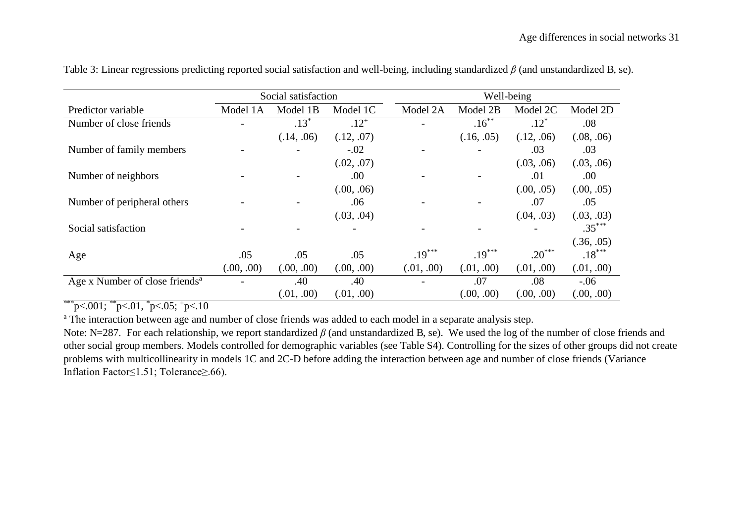Table 3: Linear regressions predicting reported social satisfaction and well-being, including standardized $\beta$ (and unstandardized B, se).

| | Social satisfaction | | | Well-being | | | |
|---|---|---|---|---|---|---|---|
| Predictor variable | Model 1A | Model 1B | Model 1C | Model 2A | Model 2B | Model 2C | Model 2D |
| Number of close friends | - | .13* | .12+ | - | .16** | .12* | .08 |
| | | (.14, .06) | (.12, .07) | | (.16, .05) | (.12, .06) | (.08, .06) |
| Number of family members | - | - | -.02 | - | - | .03 | .03 |
| | | | (.02, .07) | | | (.03, .06) | (.03, .06) |
| Number of neighbors | - | - | .00 | - | - | .01 | .00 |
| | | | (.00, .06) | | | (.00, .05) | (.00, .05) |
| Number of peripheral others | - | - | .06 | - | - | .07 | .05 |
| | | | (.03, .04) | | | (.04, .03) | (.03, .03) |
| Social satisfaction | - | - | - | - | - | - | .35*** |
| | | | | | | | (.36, .05) |
| Age | .05 | .05 | .05 | .19*** | .19*** | .20*** | .18*** |
| | (.00, .00) | (.00, .00) | (.00, .00) | (.01, .00) | (.01, .00) | (.01, .00) | (.01, .00) |
| Age x Number of close friends[a] | - | .40 | .40 | - | .07 | .08 | -.06 |
| | | (.01, .00) | (.01, .00) | | (.00, .00) | (.00, .00) | (.00, .00) |

***p<.001; **p<.01, *p<.05; +p<.10

[a] The interaction between age and number of close friends was added to each model in a separate analysis step.

Note: N=287. For each relationship, we report standardized $\beta$ (and unstandardized B, se). We used the log of the number of close friends and other social group members. Models controlled for demographic variables (see Table S4). Controlling for the sizes of other groups did not create problems with multicollinearity in models 1C and 2C-D before adding the interaction between age and number of close friends (Variance Inflation Factor≤1.51; Tolerance≥.66).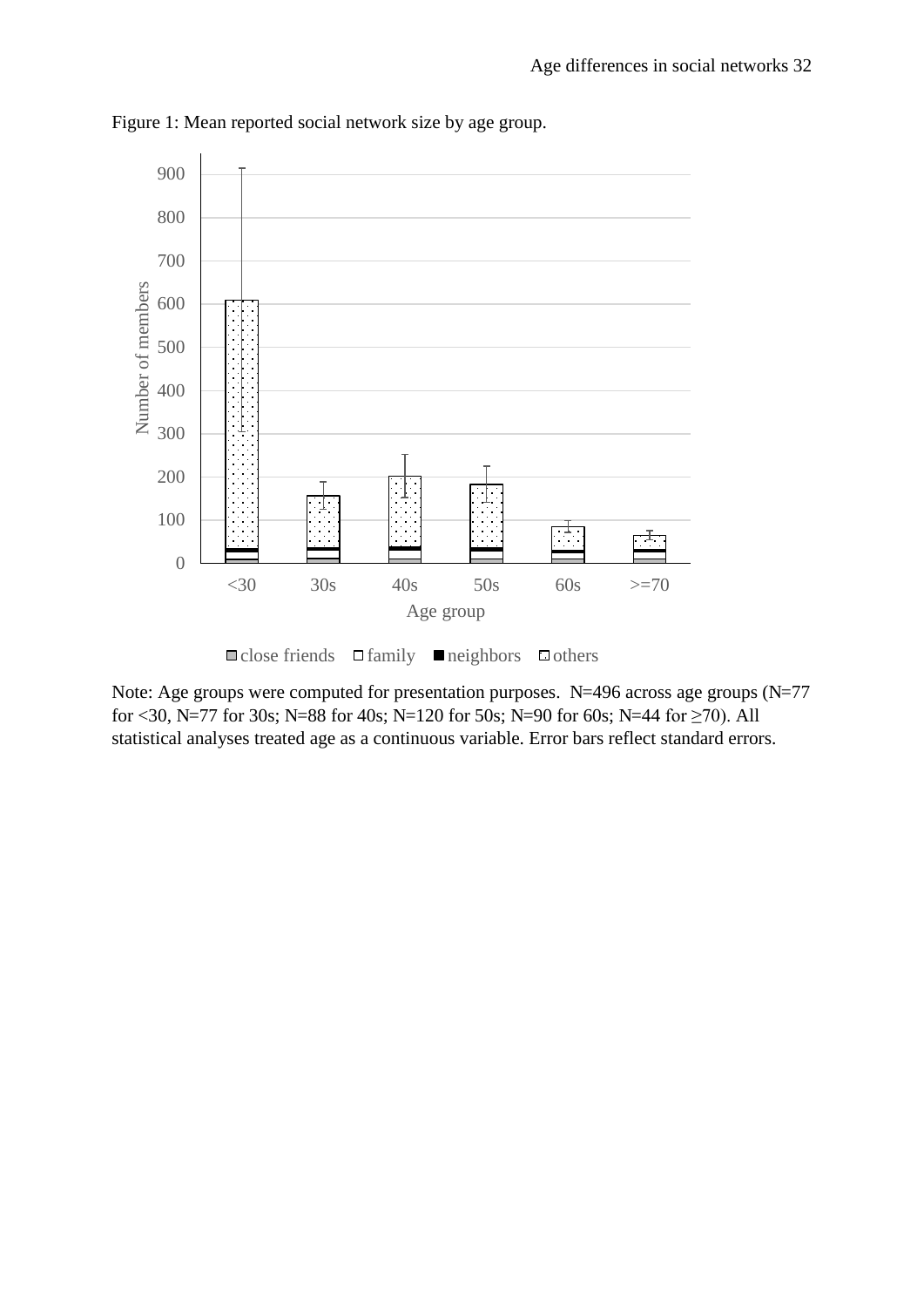Figure 1: Mean reported social network size by age group.

Note: Age groups were computed for presentation purposes. N=496 across age groups (N=77 for <30, N=77 for 30s; N=88 for 40s; N=120 for 50s; N=90 for 60s; N=44 for ≥70). All statistical analyses treated age as a continuous variable. Error bars reflect standard errors.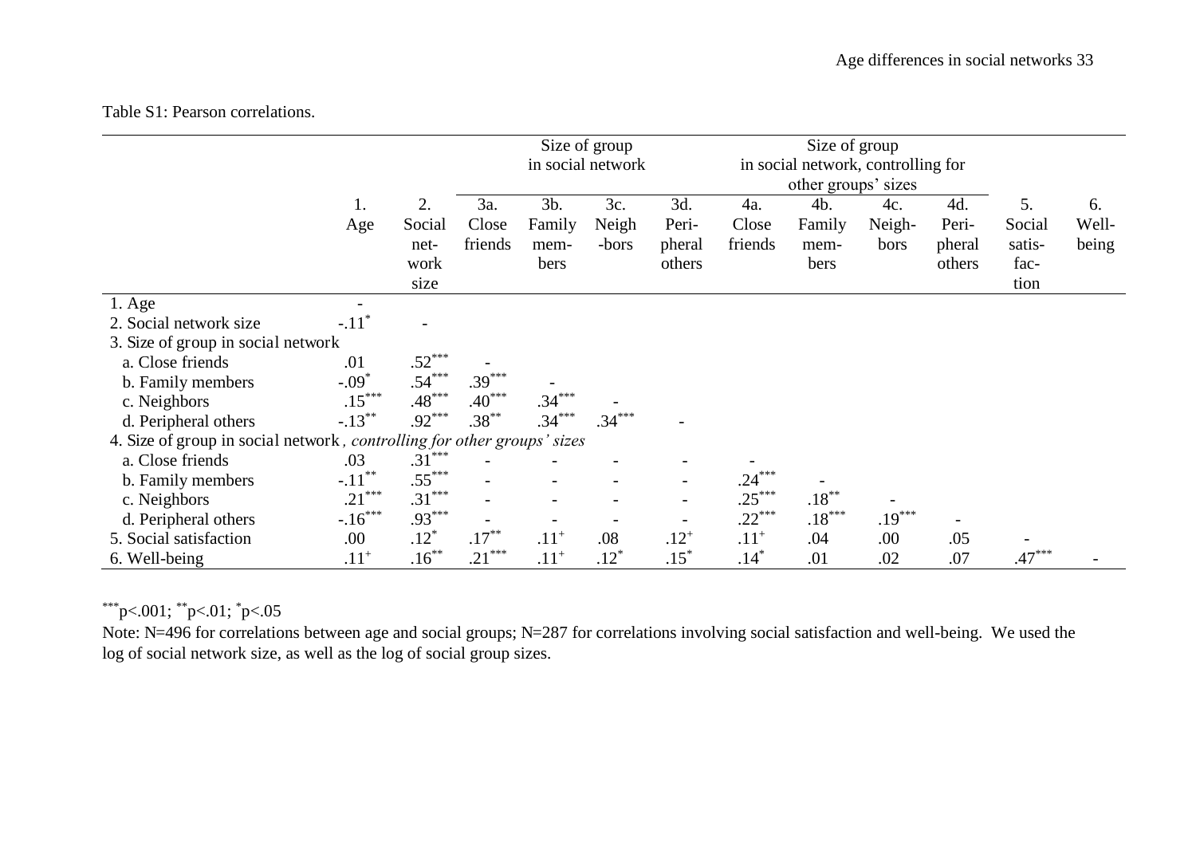Table S1: Pearson correlations.

| | | | Size of group in social network | | | | Size of group in social network, controlling for other groups' sizes | | | | | |
|---|---|---|---|---|---|---|---|---|---|---|---|---|
| | 1. Age | 2. Social network size | 3a. Close friends | 3b. Family members | 3c. Neighbors | 3d. Peripheral others | 4a. Close friends | 4b. Family members | 4c. Neighbors | 4d. Peripheral others | 5. Social satisfaction | 6. Well-being |
| 1. Age | - | | | | | | | | | | | |
| 2. Social network size | $-.11^{*}$ | - | | | | | | | | | | |
| 3. Size of group in social network | | | | | | | | | | | | |
| a. Close friends | .01 | $.52^{***}$ | - | | | | | | | | | |
| b. Family members | $-.09^{*}$ | $.54^{***}$ | $.39^{***}$ | - | | | | | | | | |
| c. Neighbors | $.15^{***}$ | $.48^{***}$ | $.40^{***}$ | $.34^{***}$ | - | | | | | | | |
| d. Peripheral others | $-.13^{**}$ | $.92^{***}$ | $.38^{**}$ | $.34^{***}$ | $.34^{***}$ | - | | | | | | |
| 4. Size of group in social network*, controlling for other groups' sizes* | | | | | | | | | | | | |
| a. Close friends | .03 | $.31^{***}$ | - | - | - | - | - | | | | | |
| b. Family members | $-.11^{**}$ | $.55^{***}$ | - | - | - | - | $.24^{***}$ | - | | | | |
| c. Neighbors | $.21^{***}$ | $.31^{***}$ | - | - | - | - | $.25^{***}$ | $.18^{**}$ | - | | | |
| d. Peripheral others | $-.16^{***}$ | $.93^{***}$ | - | - | - | - | $.22^{***}$ | $.18^{***}$ | $.19^{***}$ | - | | |
| 5. Social satisfaction | .00 | $.12^{*}$ | $.17^{**}$ | $.11^{+}$ | .08 | $.12^{+}$ | $.11^{+}$ | .04 | .00 | .05 | - | |
| 6. Well-being | $.11^{+}$ | $.16^{**}$ | $.21^{***}$ | $.11^{+}$ | $.12^{*}$ | $.15^{*}$ | $.14^{*}$ | .01 | .02 | .07 | $.47^{***}$ | - |

$^{***}p<.001$; $^{**}p<.01$; $^{*}p<.05$

Note: N=496 for correlations between age and social groups; N=287 for correlations involving social satisfaction and well-being. We used the log of social network size, as well as the log of social group sizes.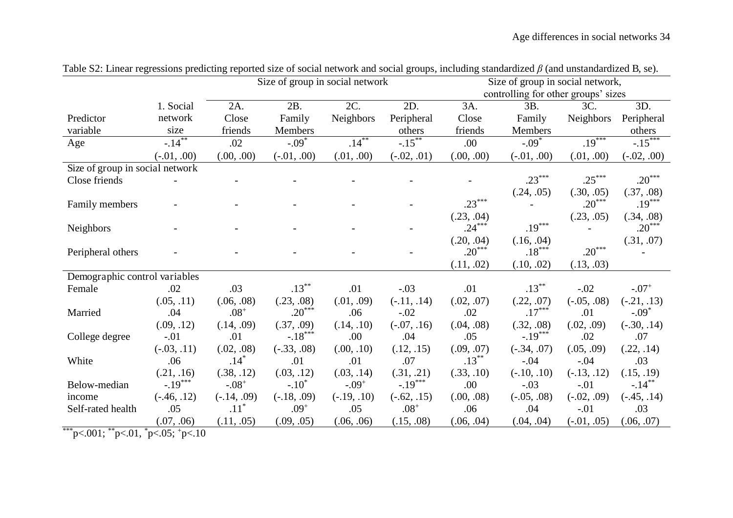Table S2: Linear regressions predicting reported size of social network and social groups, including standardized $\beta$ (and unstandardized B, se).

| Predictor variable | 1. Social network size | Size of group in social network | | | | Size of group in social network, controlling for other groups' sizes | | | |
|---|---|---|---|---|---|---|---|---|---|
| | | 2A. Close friends | 2B. Family Members | 2C. Neighbors | 2D. Peripheral others | 3A. Close friends | 3B. Family Members | 3C. Neighbors | 3D. Peripheral others |
| Age | $-.14^{**}$ | .02 | $-.09^{*}$ | $.14^{**}$ | $-.15^{**}$ | .00 | $-.09^{*}$ | $.19^{***}$ | $-.15^{***}$ |
| | (-.01, .00) | (.00, .00) | (-.01, .00) | (.01, .00) | (-.02, .01) | (.00, .00) | (-.01, .00) | (.01, .00) | (-.02, .00) |
| Size of group in social network | | | | | | | | | |
| Close friends | - | - | - | - | - | - | $.23^{***}$ | $.25^{***}$ | $.20^{***}$ |
| | | | | | | | (.24, .05) | (.30, .05) | (.37, .08) |
| Family members | - | - | - | - | - | $.23^{***}$ | - | $.20^{***}$ | $.19^{***}$ |
| | | | | | | (.23, .04) | | (.23, .05) | (.34, .08) |
| Neighbors | - | - | - | - | - | $.24^{***}$ | $.19^{***}$ | - | $.20^{***}$ |
| | | | | | | (.20, .04) | (.16, .04) | | (.31, .07) |
| Peripheral others | - | - | - | - | - | $.20^{***}$ | $.18^{***}$ | $.20^{***}$ | - |
| | | | | | | (.11, .02) | (.10, .02) | (.13, .03) | |
| Demographic control variables | | | | | | | | | |
| Female | .02 | .03 | $.13^{**}$ | .01 | -.03 | .01 | $.13^{**}$ | -.02 | $-.07^{+}$ |
| | (.05, .11) | (.06, .08) | (.23, .08) | (.01, .09) | (-.11, .14) | (.02, .07) | (.22, .07) | (-.05, .08) | (-.21, .13) |
| Married | .04 | $.08^{+}$ | $.20^{***}$ | .06 | -.02 | .02 | $.17^{***}$ | .01 | $-.09^{*}$ |
| | (.09, .12) | (.14, .09) | (.37, .09) | (.14, .10) | (-.07, .16) | (.04, .08) | (.32, .08) | (.02, .09) | (-.30, .14) |
| College degree | -.01 | .01 | $-.18^{***}$ | .00 | .04 | .05 | $-.19^{***}$ | .02 | .07 |
| | (-.03, .11) | (.02, .08) | (-.33, .08) | (.00, .10) | (.12, .15) | (.09, .07) | (-.34, .07) | (.05, .09) | (.22, .14) |
| White | .06 | $.14^{*}$ | .01 | .01 | .07 | $.13^{**}$ | -.04 | -.04 | .03 |
| | (.21, .16) | (.38, .12) | (.03, .12) | (.03, .14) | (.31, .21) | (.33, .10) | (-.10, .10) | (-.13, .12) | (.15, .19) |
| Below-median income | $-.19^{***}$ | $-.08^{+}$ | $-.10^{*}$ | $-.09^{+}$ | $-.19^{***}$ | .00 | -.03 | -.01 | $-.14^{**}$ |
| | (-.46, .12) | (-.14, .09) | (-.18, .09) | (-.19, .10) | (-.62, .15) | (.00, .08) | (-.05, .08) | (-.02, .09) | (-.45, .14) |
| Self-rated health | .05 | $.11^{*}$ | $.09^{+}$ | .05 | $.08^{+}$ | .06 | .04 | -.01 | .03 |
| | (.07, .06) | (.11, .05) | (.09, .05) | (.06, .06) | (.15, .08) | (.06, .04) | (.04, .04) | (-.01, .05) | (.06, .07) |

$^{***}p<.001$; $^{**}p<.01$, $^{*}p<.05$; $^{+}p<.10$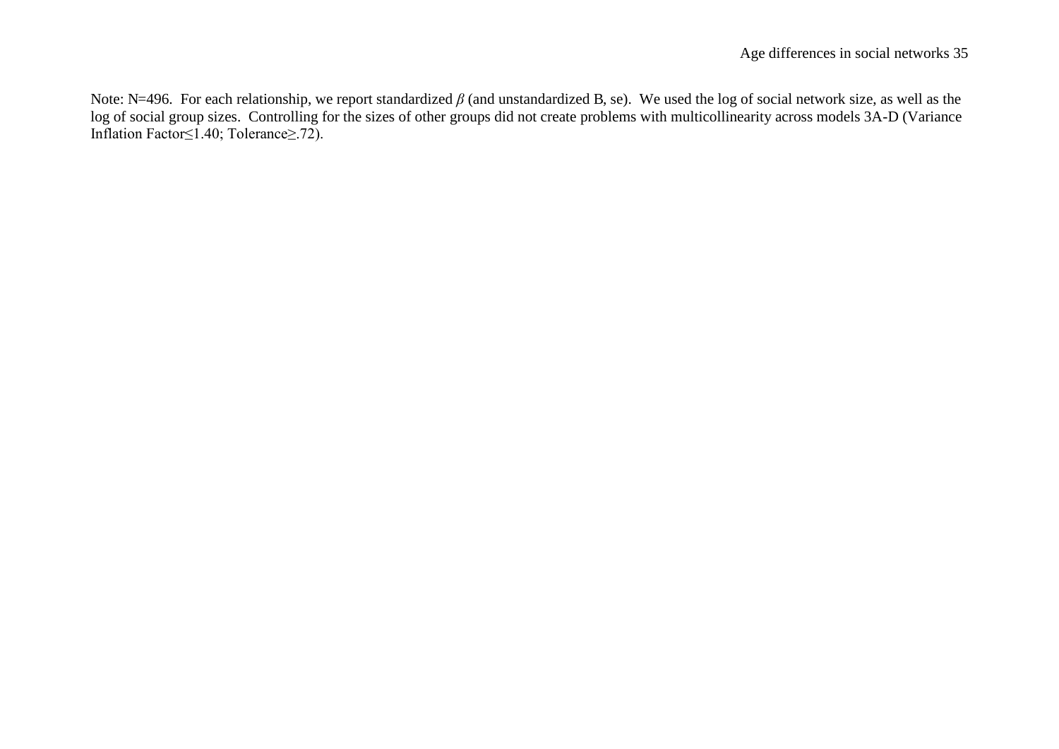Note: N=496. For each relationship, we report standardized $\beta$ (and unstandardized B, se). We used the log of social network size, as well as the log of social group sizes. Controlling for the sizes of other groups did not create problems with multicollinearity across models 3A-D (Variance Inflation Factor≤1.40; Tolerance≥.72).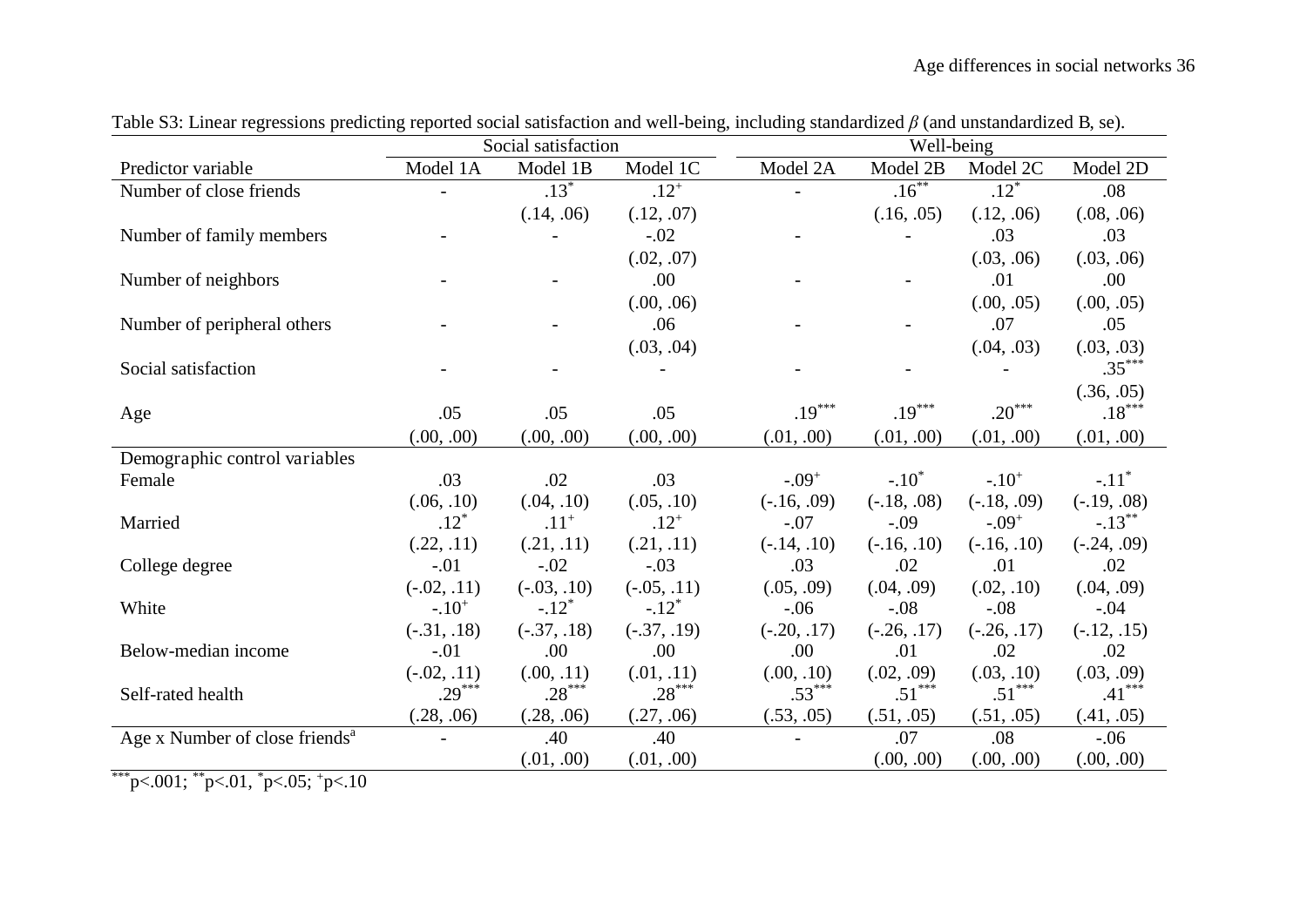Table S3: Linear regressions predicting reported social satisfaction and well-being, including standardized $\beta$ (and unstandardized B, se).

| | Social satisfaction | | | Well-being | | | |
|---|---|---|---|---|---|---|---|
| Predictor variable | Model 1A | Model 1B | Model 1C | Model 2A | Model 2B | Model 2C | Model 2D |
| Number of close friends | - | .13$^{*}$ | .12$^{+}$ | - | .16$^{**}$ | .12$^{*}$ | .08 |
| | | (.14, .06) | (.12, .07) | | (.16, .05) | (.12, .06) | (.08, .06) |
| Number of family members | - | - | -.02 | - | - | .03 | .03 |
| | | | (.02, .07) | | | (.03, .06) | (.03, .06) |
| Number of neighbors | - | - | .00 | - | - | .01 | .00 |
| | | | (.00, .06) | | | (.00, .05) | (.00, .05) |
| Number of peripheral others | - | - | .06 | - | - | .07 | .05 |
| | | | (.03, .04) | | | (.04, .03) | (.03, .03) |
| Social satisfaction | - | - | - | - | - | - | .35$^{***}$ |
| | | | | | | | (.36, .05) |
| Age | .05 | .05 | .05 | .19$^{***}$ | .19$^{***}$ | .20$^{***}$ | .18$^{***}$ |
| | (.00, .00) | (.00, .00) | (.00, .00) | (.01, .00) | (.01, .00) | (.01, .00) | (.01, .00) |
| Demographic control variables | | | | | | | |
| Female | .03 | .02 | .03 | -.09$^{+}$ | -.10$^{*}$ | -.10$^{+}$ | -.11$^{*}$ |
| | (.06, .10) | (.04, .10) | (.05, .10) | (-.16, .09) | (-.18, .08) | (-.18, .09) | (-.19, .08) |
| Married | .12$^{*}$ | .11$^{+}$ | .12$^{+}$ | -.07 | -.09 | -.09$^{+}$ | -.13$^{**}$ |
| | (.22, .11) | (.21, .11) | (.21, .11) | (-.14, .10) | (-.16, .10) | (-.16, .10) | (-.24, .09) |
| College degree | -.01 | -.02 | -.03 | .03 | .02 | .01 | .02 |
| | (-.02, .11) | (-.03, .10) | (-.05, .11) | (.05, .09) | (.04, .09) | (.02, .10) | (.04, .09) |
| White | -.10$^{+}$ | -.12$^{*}$ | -.12$^{*}$ | -.06 | -.08 | -.08 | -.04 |
| | (-.31, .18) | (-.37, .18) | (-.37, .19) | (-.20, .17) | (-.26, .17) | (-.26, .17) | (-.12, .15) |
| Below-median income | -.01 | .00 | .00 | .00 | .01 | .02 | .02 |
| | (-.02, .11) | (.00, .11) | (.01, .11) | (.00, .10) | (.02, .09) | (.03, .10) | (.03, .09) |
| Self-rated health | .29$^{***}$ | .28$^{***}$ | .28$^{***}$ | .53$^{***}$ | .51$^{***}$ | .51$^{***}$ | .41$^{***}$ |
| | (.28, .06) | (.28, .06) | (.27, .06) | (.53, .05) | (.51, .05) | (.51, .05) | (.41, .05) |
| Age x Number of close friends[a] | - | .40 | .40 | - | .07 | .08 | -.06 |
| | | (.01, .00) | (.01, .00) | | (.00, .00) | (.00, .00) | (.00, .00) |

$^{***}$p<.001; $^{**}$p<.01, $^{*}$p<.05; $^{+}$p<.10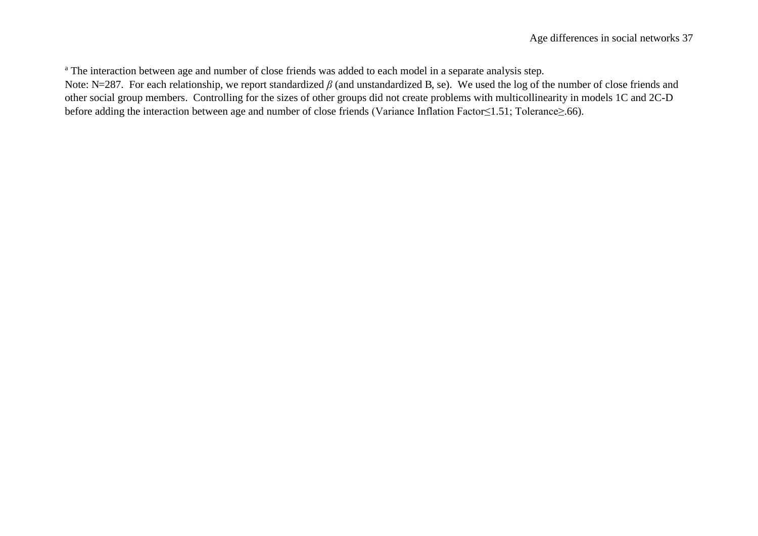[a] The interaction between age and number of close friends was added to each model in a separate analysis step.

Note: N=287. For each relationship, we report standardized $\beta$ (and unstandardized B, se). We used the log of the number of close friends and other social group members. Controlling for the sizes of other groups did not create problems with multicollinearity in models 1C and 2C-D before adding the interaction between age and number of close friends (Variance Inflation Factor≤1.51; Tolerance≥.66).